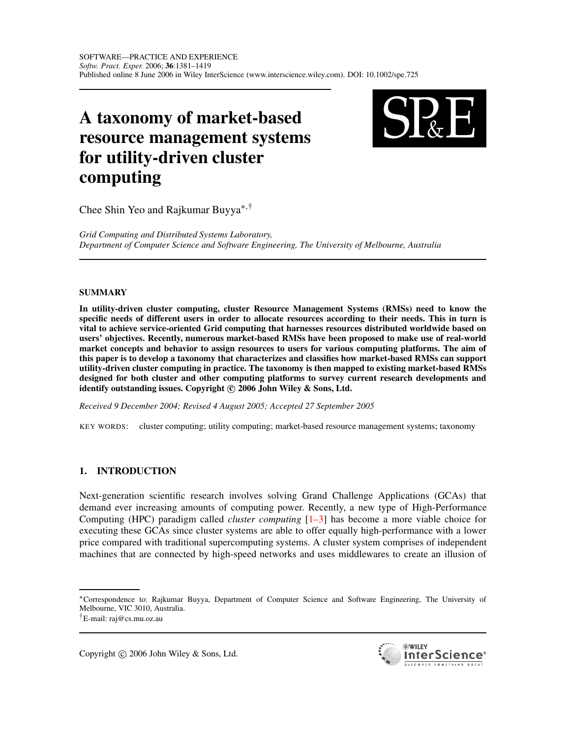# A taxonomy of market-based resource management systems for utility-driven cluster computing

Chee Shin Yeo and Rajkumar Buyya*,†

*Grid Computing and Distributed Systems Laboratory, Department of Computer Science and Software Engineering, The University of Melbourne, Australia*

## SUMMARY

**In utility-driven cluster computing, cluster Resource Management Systems (RMSs) need to know the specific needs of different users in order to allocate resources according to their needs. This in turn is vital to achieve service-oriented Grid computing that harnesses resources distributed worldwide based on users' objectives. Recently, numerous market-based RMSs have been proposed to make use of real-world market concepts and behavior to assign resources to users for various computing platforms. The aim of this paper is to develop a taxonomy that characterizes and classifies how market-based RMSs can support utility-driven cluster computing in practice. The taxonomy is then mapped to existing market-based RMSs designed for both cluster and other computing platforms to survey current research developments and identify outstanding issues. Copyright © 2006 John Wiley & Sons, Ltd.**

*Received 9 December 2004; Revised 4 August 2005; Accepted 27 September 2005*

KEY WORDS: cluster computing; utility computing; market-based resource management systems; taxonomy

## 1. INTRODUCTION

Next-generation scientific research involves solving Grand Challenge Applications (GCAs) that demand ever increasing amounts of computing power. Recently, a new type of High-Performance Computing (HPC) paradigm called *cluster computing* [1–3] has become a more viable choice for executing these GCAs since cluster systems are able to offer equally high-performance with a lower price compared with traditional supercomputing systems. A cluster system comprises of independent machines that are connected by high-speed networks and uses middlewares to create an illusion of

*Correspondence to: Rajkumar Buyya, Department of Computer Science and Software Engineering, The University of Melbourne, VIC 3010, Australia.

†E-mail: raj@cs.mu.oz.au

Copyright © 2006 John Wiley & Sons, Ltd.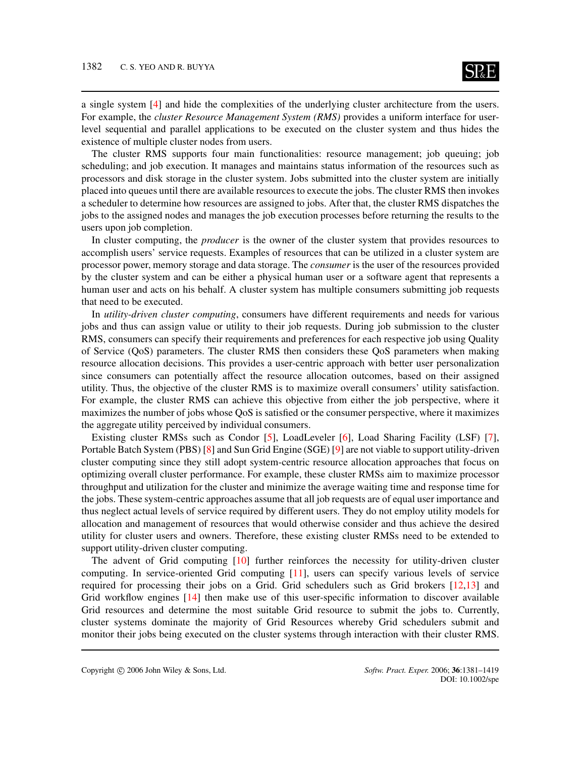a single system [4] and hide the complexities of the underlying cluster architecture from the users. For example, the *cluster Resource Management System (RMS)* provides a uniform interface for user-level sequential and parallel applications to be executed on the cluster system and thus hides the existence of multiple cluster nodes from users.

The cluster RMS supports four main functionalities: resource management; job queuing; job scheduling; and job execution. It manages and maintains status information of the resources such as processors and disk storage in the cluster system. Jobs submitted into the cluster system are initially placed into queues until there are available resources to execute the jobs. The cluster RMS then invokes a scheduler to determine how resources are assigned to jobs. After that, the cluster RMS dispatches the jobs to the assigned nodes and manages the job execution processes before returning the results to the users upon job completion.

In cluster computing, the *producer* is the owner of the cluster system that provides resources to accomplish users' service requests. Examples of resources that can be utilized in a cluster system are processor power, memory storage and data storage. The *consumer* is the user of the resources provided by the cluster system and can be either a physical human user or a software agent that represents a human user and acts on his behalf. A cluster system has multiple consumers submitting job requests that need to be executed.

In *utility-driven cluster computing*, consumers have different requirements and needs for various jobs and thus can assign value or utility to their job requests. During job submission to the cluster RMS, consumers can specify their requirements and preferences for each respective job using Quality of Service (QoS) parameters. The cluster RMS then considers these QoS parameters when making resource allocation decisions. This provides a user-centric approach with better user personalization since consumers can potentially affect the resource allocation outcomes, based on their assigned utility. Thus, the objective of the cluster RMS is to maximize overall consumers' utility satisfaction. For example, the cluster RMS can achieve this objective from either the job perspective, where it maximizes the number of jobs whose QoS is satisfied or the consumer perspective, where it maximizes the aggregate utility perceived by individual consumers.

Existing cluster RMSs such as Condor [5], LoadLeveler [6], Load Sharing Facility (LSF) [7], Portable Batch System (PBS) [8] and Sun Grid Engine (SGE) [9] are not viable to support utility-driven cluster computing since they still adopt system-centric resource allocation approaches that focus on optimizing overall cluster performance. For example, these cluster RMSs aim to maximize processor throughput and utilization for the cluster and minimize the average waiting time and response time for the jobs. These system-centric approaches assume that all job requests are of equal user importance and thus neglect actual levels of service required by different users. They do not employ utility models for allocation and management of resources that would otherwise consider and thus achieve the desired utility for cluster users and owners. Therefore, these existing cluster RMSs need to be extended to support utility-driven cluster computing.

The advent of Grid computing [10] further reinforces the necessity for utility-driven cluster computing. In service-oriented Grid computing [11], users can specify various levels of service required for processing their jobs on a Grid. Grid schedulers such as Grid brokers [12,13] and Grid workflow engines [14] then make use of this user-specific information to discover available Grid resources and determine the most suitable Grid resource to submit the jobs to. Currently, cluster systems dominate the majority of Grid Resources whereby Grid schedulers submit and monitor their jobs being executed on the cluster systems through interaction with their cluster RMS.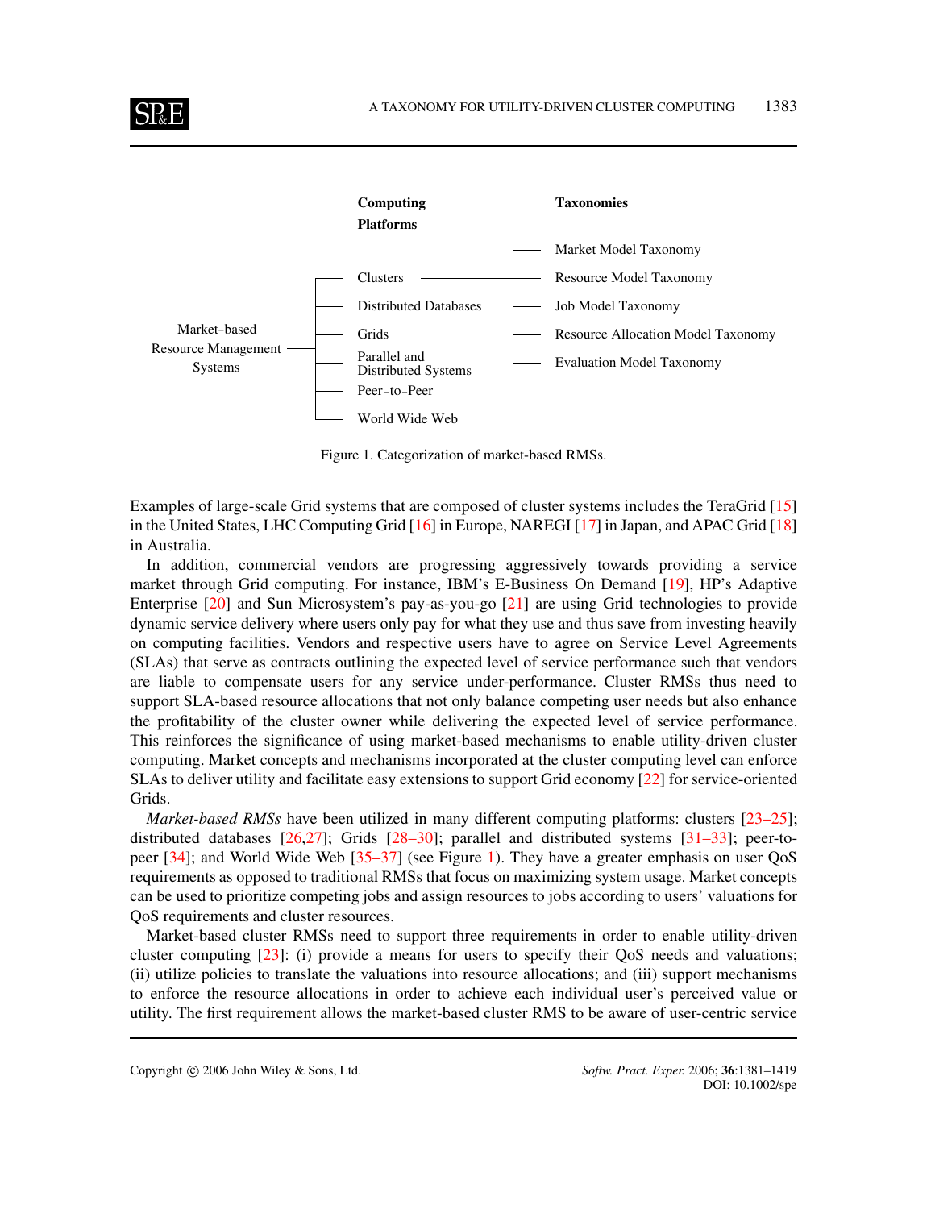Market-based Resource Management Systems

| Computing Platforms | Taxonomies |
| --- | --- |
| Clusters | Market Model Taxonomy |
| Distributed Databases | Resource Model Taxonomy |
| Grids | Job Model Taxonomy |
| Parallel and Distributed Systems | Resource Allocation Model Taxonomy |
| Peer-to-Peer | Evaluation Model Taxonomy |
| World Wide Web | |

Figure 1. Categorization of market-based RMSs.

Examples of large-scale Grid systems that are composed of cluster systems includes the TeraGrid [15] in the United States, LHC Computing Grid [16] in Europe, NAREGI [17] in Japan, and APAC Grid [18] in Australia.

In addition, commercial vendors are progressing aggressively towards providing a service market through Grid computing. For instance, IBM's E-Business On Demand [19], HP's Adaptive Enterprise [20] and Sun Microsystem's pay-as-you-go [21] are using Grid technologies to provide dynamic service delivery where users only pay for what they use and thus save from investing heavily on computing facilities. Vendors and respective users have to agree on Service Level Agreements (SLAs) that serve as contracts outlining the expected level of service performance such that vendors are liable to compensate users for any service under-performance. Cluster RMSs thus need to support SLA-based resource allocations that not only balance competing user needs but also enhance the profitability of the cluster owner while delivering the expected level of service performance. This reinforces the significance of using market-based mechanisms to enable utility-driven cluster computing. Market concepts and mechanisms incorporated at the cluster computing level can enforce SLAs to deliver utility and facilitate easy extensions to support Grid economy [22] for service-oriented Grids.

*Market-based RMSs* have been utilized in many different computing platforms: clusters [23–25]; distributed databases [26,27]; Grids [28–30]; parallel and distributed systems [31–33]; peer-to-peer [34]; and World Wide Web [35–37] (see Figure 1). They have a greater emphasis on user QoS requirements as opposed to traditional RMSs that focus on maximizing system usage. Market concepts can be used to prioritize competing jobs and assign resources to jobs according to users' valuations for QoS requirements and cluster resources.

Market-based cluster RMSs need to support three requirements in order to enable utility-driven cluster computing [23]: (i) provide a means for users to specify their QoS needs and valuations; (ii) utilize policies to translate the valuations into resource allocations; and (iii) support mechanisms to enforce the resource allocations in order to achieve each individual user's perceived value or utility. The first requirement allows the market-based cluster RMS to be aware of user-centric service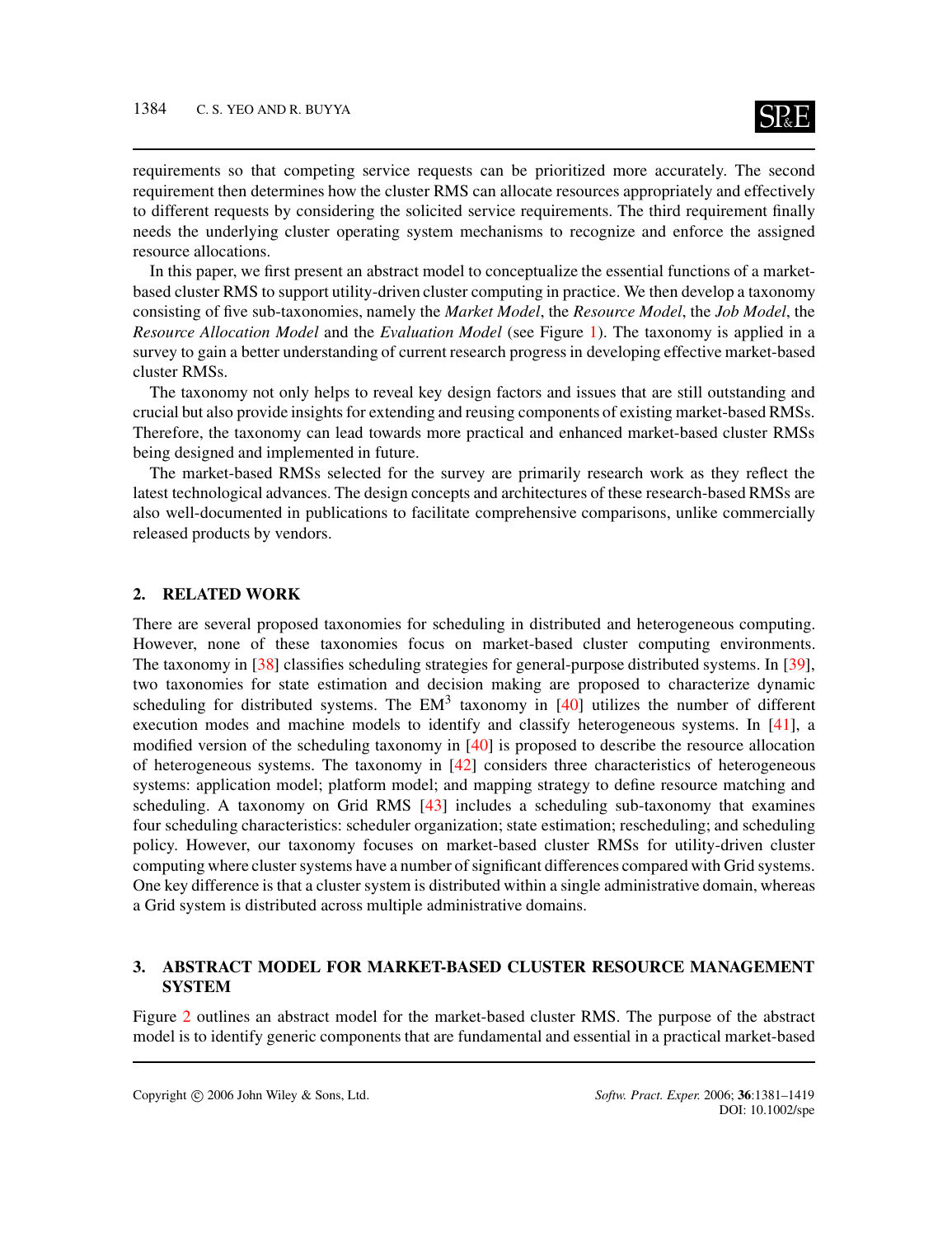requirements so that competing service requests can be prioritized more accurately. The second requirement then determines how the cluster RMS can allocate resources appropriately and effectively to different requests by considering the solicited service requirements. The third requirement finally needs the underlying cluster operating system mechanisms to recognize and enforce the assigned resource allocations.

In this paper, we first present an abstract model to conceptualize the essential functions of a market-based cluster RMS to support utility-driven cluster computing in practice. We then develop a taxonomy consisting of five sub-taxonomies, namely the *Market Model*, the *Resource Model*, the *Job Model*, the *Resource Allocation Model* and the *Evaluation Model* (see Figure 1). The taxonomy is applied in a survey to gain a better understanding of current research progress in developing effective market-based cluster RMSs.

The taxonomy not only helps to reveal key design factors and issues that are still outstanding and crucial but also provide insights for extending and reusing components of existing market-based RMSs. Therefore, the taxonomy can lead towards more practical and enhanced market-based cluster RMSs being designed and implemented in future.

The market-based RMSs selected for the survey are primarily research work as they reflect the latest technological advances. The design concepts and architectures of these research-based RMSs are also well-documented in publications to facilitate comprehensive comparisons, unlike commercially released products by vendors.

## 2. RELATED WORK

There are several proposed taxonomies for scheduling in distributed and heterogeneous computing. However, none of these taxonomies focus on market-based cluster computing environments. The taxonomy in [38] classifies scheduling strategies for general-purpose distributed systems. In [39], two taxonomies for state estimation and decision making are proposed to characterize dynamic scheduling for distributed systems. The $\text{EM}^3$ taxonomy in [40] utilizes the number of different execution modes and machine models to identify and classify heterogeneous systems. In [41], a modified version of the scheduling taxonomy in [40] is proposed to describe the resource allocation of heterogeneous systems. The taxonomy in [42] considers three characteristics of heterogeneous systems: application model; platform model; and mapping strategy to define resource matching and scheduling. A taxonomy on Grid RMS [43] includes a scheduling sub-taxonomy that examines four scheduling characteristics: scheduler organization; state estimation; rescheduling; and scheduling policy. However, our taxonomy focuses on market-based cluster RMSs for utility-driven cluster computing where cluster systems have a number of significant differences compared with Grid systems. One key difference is that a cluster system is distributed within a single administrative domain, whereas a Grid system is distributed across multiple administrative domains.

## 3. ABSTRACT MODEL FOR MARKET-BASED CLUSTER RESOURCE MANAGEMENT SYSTEM

Figure 2 outlines an abstract model for the market-based cluster RMS. The purpose of the abstract model is to identify generic components that are fundamental and essential in a practical market-based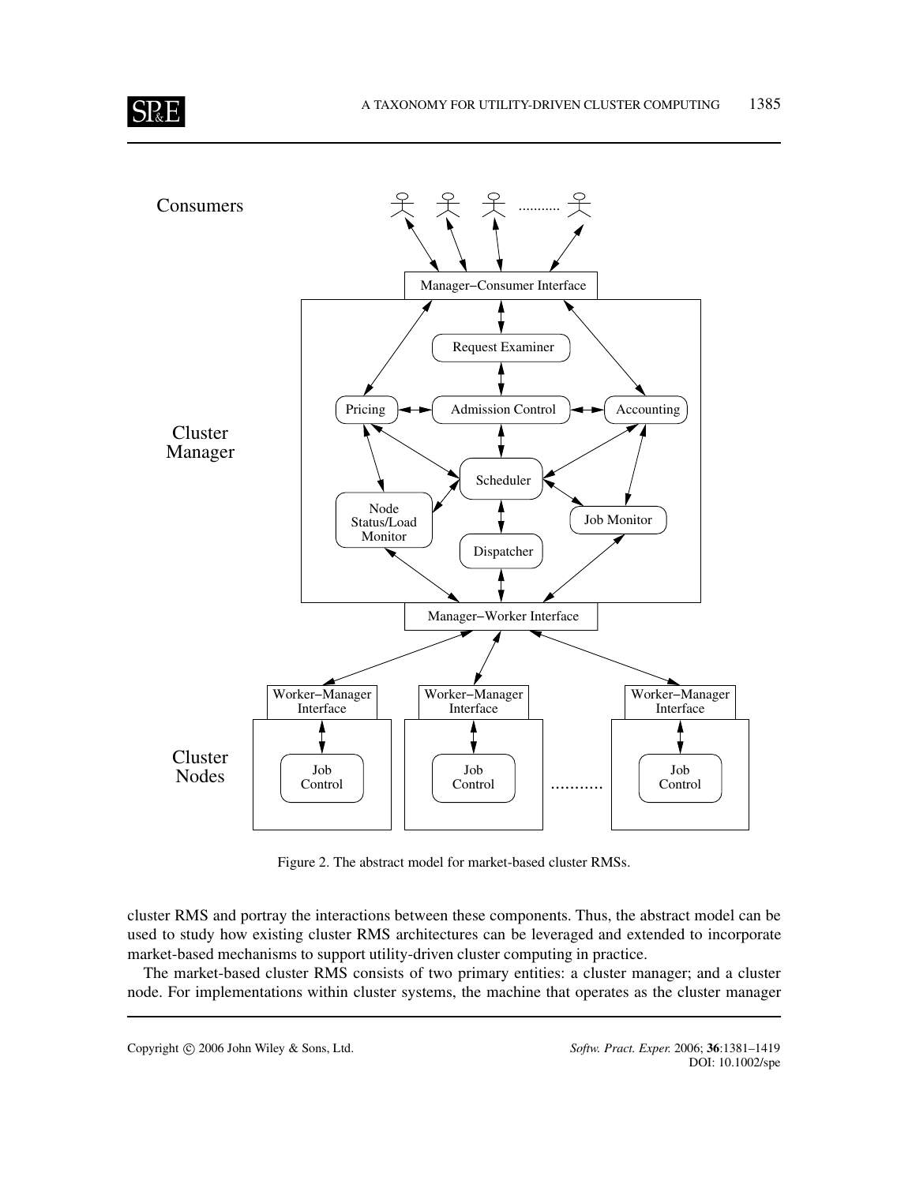Figure 2. The abstract model for market-based cluster RMSs.

cluster RMS and portray the interactions between these components. Thus, the abstract model can be used to study how existing cluster RMS architectures can be leveraged and extended to incorporate market-based mechanisms to support utility-driven cluster computing in practice.

The market-based cluster RMS consists of two primary entities: a cluster manager; and a cluster node. For implementations within cluster systems, the machine that operates as the cluster manager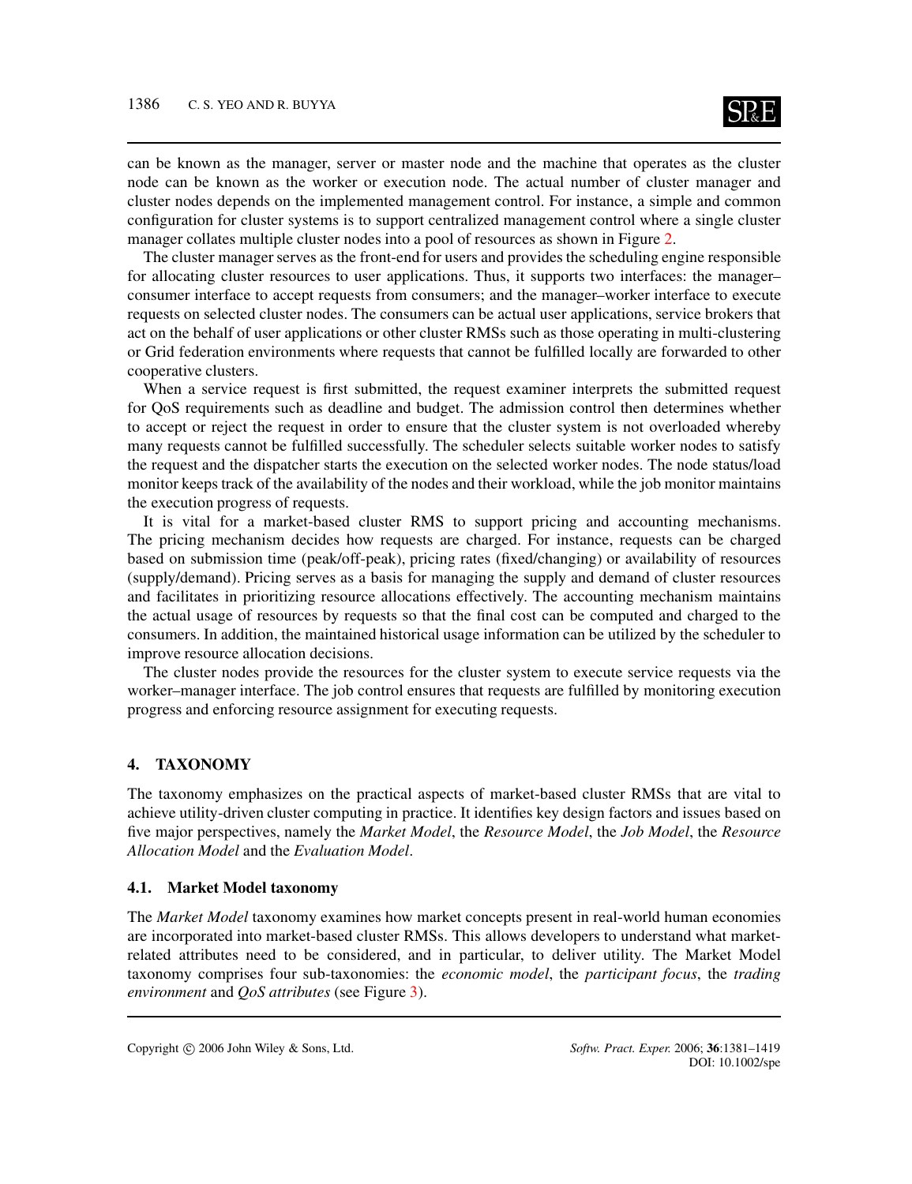can be known as the manager, server or master node and the machine that operates as the cluster node can be known as the worker or execution node. The actual number of cluster manager and cluster nodes depends on the implemented management control. For instance, a simple and common configuration for cluster systems is to support centralized management control where a single cluster manager collates multiple cluster nodes into a pool of resources as shown in Figure 2.

The cluster manager serves as the front-end for users and provides the scheduling engine responsible for allocating cluster resources to user applications. Thus, it supports two interfaces: the manager–consumer interface to accept requests from consumers; and the manager–worker interface to execute requests on selected cluster nodes. The consumers can be actual user applications, service brokers that act on the behalf of user applications or other cluster RMSs such as those operating in multi-clustering or Grid federation environments where requests that cannot be fulfilled locally are forwarded to other cooperative clusters.

When a service request is first submitted, the request examiner interprets the submitted request for QoS requirements such as deadline and budget. The admission control then determines whether to accept or reject the request in order to ensure that the cluster system is not overloaded whereby many requests cannot be fulfilled successfully. The scheduler selects suitable worker nodes to satisfy the request and the dispatcher starts the execution on the selected worker nodes. The node status/load monitor keeps track of the availability of the nodes and their workload, while the job monitor maintains the execution progress of requests.

It is vital for a market-based cluster RMS to support pricing and accounting mechanisms. The pricing mechanism decides how requests are charged. For instance, requests can be charged based on submission time (peak/off-peak), pricing rates (fixed/changing) or availability of resources (supply/demand). Pricing serves as a basis for managing the supply and demand of cluster resources and facilitates in prioritizing resource allocations effectively. The accounting mechanism maintains the actual usage of resources by requests so that the final cost can be computed and charged to the consumers. In addition, the maintained historical usage information can be utilized by the scheduler to improve resource allocation decisions.

The cluster nodes provide the resources for the cluster system to execute service requests via the worker–manager interface. The job control ensures that requests are fulfilled by monitoring execution progress and enforcing resource assignment for executing requests.

## 4. TAXONOMY

The taxonomy emphasizes on the practical aspects of market-based cluster RMSs that are vital to achieve utility-driven cluster computing in practice. It identifies key design factors and issues based on five major perspectives, namely the *Market Model*, the *Resource Model*, the *Job Model*, the *Resource Allocation Model* and the *Evaluation Model*.

### 4.1. Market Model taxonomy

The *Market Model* taxonomy examines how market concepts present in real-world human economies are incorporated into market-based cluster RMSs. This allows developers to understand what market-related attributes need to be considered, and in particular, to deliver utility. The Market Model taxonomy comprises four sub-taxonomies: the *economic model*, the *participant focus*, the *trading environment* and *QoS attributes* (see Figure 3).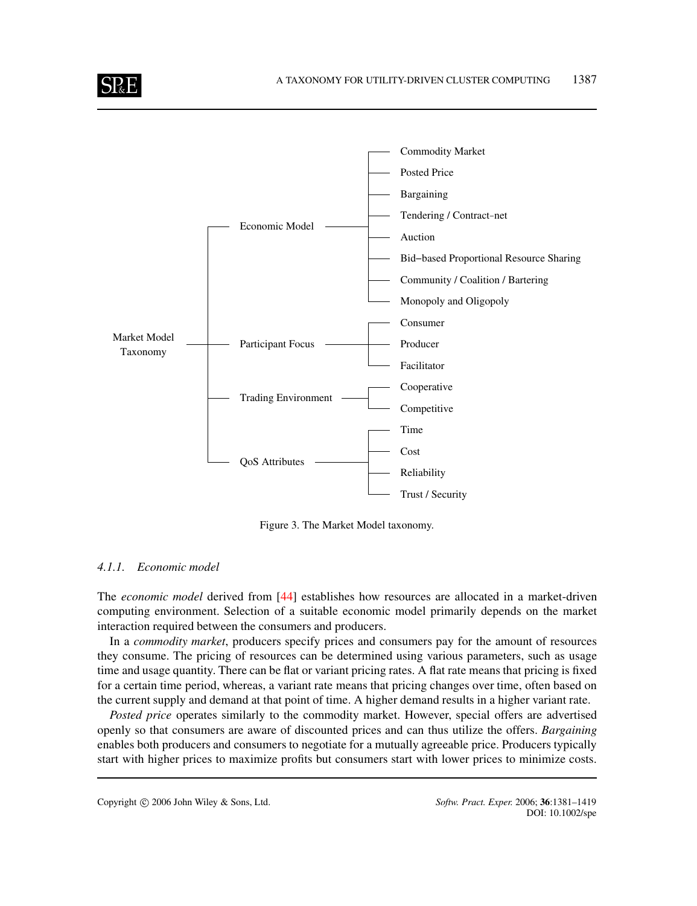- Market Model Taxonomy
  - Economic Model
    - Commodity Market
    - Posted Price
    - Bargaining
    - Tendering / Contract–net
    - Auction
    - Bid–based Proportional Resource Sharing
    - Community / Coalition / Bartering
    - Monopoly and Oligopoly
  - Participant Focus
    - Consumer
    - Producer
    - Facilitator
  - Trading Environment
    - Cooperative
    - Competitive
  - QoS Attributes
    - Time
    - Cost
    - Reliability
    - Trust / Security

Figure 3. The Market Model taxonomy.

#### 4.1.1. *Economic model*

The *economic model* derived from [44] establishes how resources are allocated in a market-driven computing environment. Selection of a suitable economic model primarily depends on the market interaction required between the consumers and producers.

In a *commodity market*, producers specify prices and consumers pay for the amount of resources they consume. The pricing of resources can be determined using various parameters, such as usage time and usage quantity. There can be flat or variant pricing rates. A flat rate means that pricing is fixed for a certain time period, whereas, a variant rate means that pricing changes over time, often based on the current supply and demand at that point of time. A higher demand results in a higher variant rate.

*Posted price* operates similarly to the commodity market. However, special offers are advertised openly so that consumers are aware of discounted prices and can thus utilize the offers. *Bargaining* enables both producers and consumers to negotiate for a mutually agreeable price. Producers typically start with higher prices to maximize profits but consumers start with lower prices to minimize costs.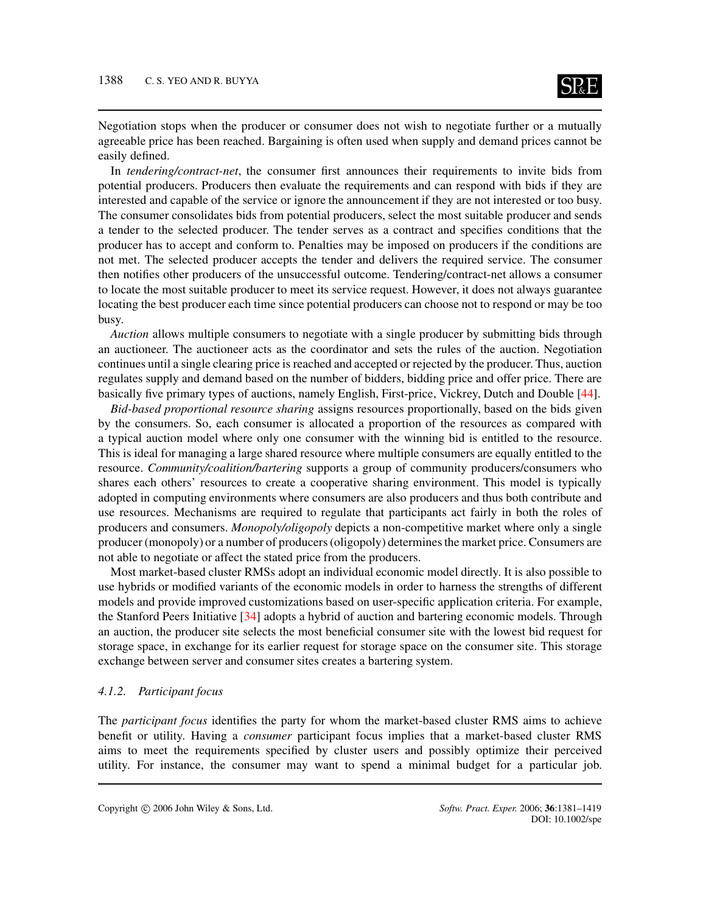Negotiation stops when the producer or consumer does not wish to negotiate further or a mutually agreeable price has been reached. Bargaining is often used when supply and demand prices cannot be easily defined.

In *tendering/contract-net*, the consumer first announces their requirements to invite bids from potential producers. Producers then evaluate the requirements and can respond with bids if they are interested and capable of the service or ignore the announcement if they are not interested or too busy. The consumer consolidates bids from potential producers, select the most suitable producer and sends a tender to the selected producer. The tender serves as a contract and specifies conditions that the producer has to accept and conform to. Penalties may be imposed on producers if the conditions are not met. The selected producer accepts the tender and delivers the required service. The consumer then notifies other producers of the unsuccessful outcome. Tendering/contract-net allows a consumer to locate the most suitable producer to meet its service request. However, it does not always guarantee locating the best producer each time since potential producers can choose not to respond or may be too busy.

*Auction* allows multiple consumers to negotiate with a single producer by submitting bids through an auctioneer. The auctioneer acts as the coordinator and sets the rules of the auction. Negotiation continues until a single clearing price is reached and accepted or rejected by the producer. Thus, auction regulates supply and demand based on the number of bidders, bidding price and offer price. There are basically five primary types of auctions, namely English, First-price, Vickrey, Dutch and Double [44].

*Bid-based proportional resource sharing* assigns resources proportionally, based on the bids given by the consumers. So, each consumer is allocated a proportion of the resources as compared with a typical auction model where only one consumer with the winning bid is entitled to the resource. This is ideal for managing a large shared resource where multiple consumers are equally entitled to the resource. *Community/coalition/bartering* supports a group of community producers/consumers who shares each others' resources to create a cooperative sharing environment. This model is typically adopted in computing environments where consumers are also producers and thus both contribute and use resources. Mechanisms are required to regulate that participants act fairly in both the roles of producers and consumers. *Monopoly/oligopoly* depicts a non-competitive market where only a single producer (monopoly) or a number of producers (oligopoly) determines the market price. Consumers are not able to negotiate or affect the stated price from the producers.

Most market-based cluster RMSs adopt an individual economic model directly. It is also possible to use hybrids or modified variants of the economic models in order to harness the strengths of different models and provide improved customizations based on user-specific application criteria. For example, the Stanford Peers Initiative [34] adopts a hybrid of auction and bartering economic models. Through an auction, the producer site selects the most beneficial consumer site with the lowest bid request for storage space, in exchange for its earlier request for storage space on the consumer site. This storage exchange between server and consumer sites creates a bartering system.

#### 4.1.2. *Participant focus*

The *participant focus* identifies the party for whom the market-based cluster RMS aims to achieve benefit or utility. Having a *consumer* participant focus implies that a market-based cluster RMS aims to meet the requirements specified by cluster users and possibly optimize their perceived utility. For instance, the consumer may want to spend a minimal budget for a particular job.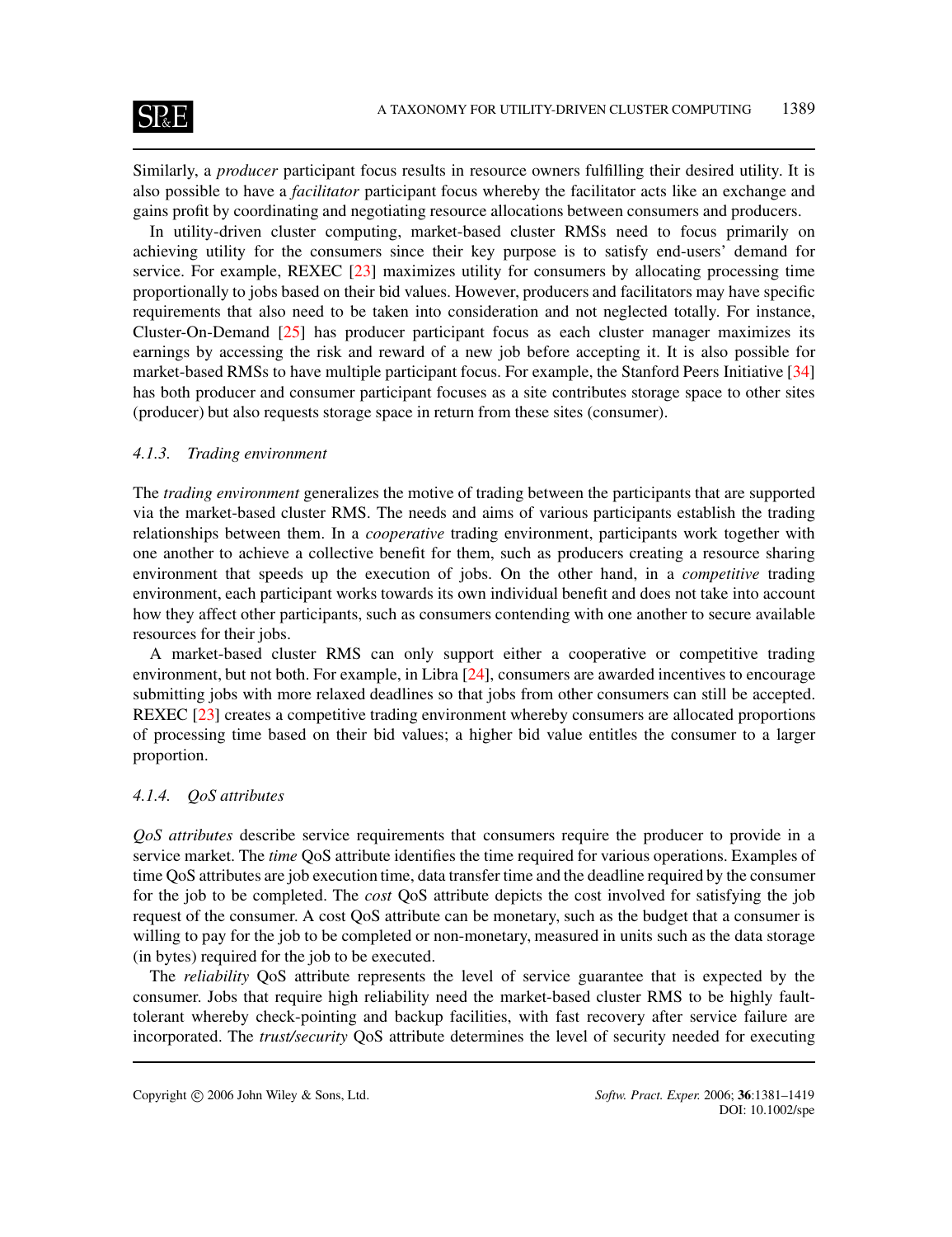Similarly, a *producer* participant focus results in resource owners fulfilling their desired utility. It is also possible to have a *facilitator* participant focus whereby the facilitator acts like an exchange and gains profit by coordinating and negotiating resource allocations between consumers and producers.

In utility-driven cluster computing, market-based cluster RMSs need to focus primarily on achieving utility for the consumers since their key purpose is to satisfy end-users' demand for service. For example, REXEC [23] maximizes utility for consumers by allocating processing time proportionally to jobs based on their bid values. However, producers and facilitators may have specific requirements that also need to be taken into consideration and not neglected totally. For instance, Cluster-On-Demand [25] has producer participant focus as each cluster manager maximizes its earnings by accessing the risk and reward of a new job before accepting it. It is also possible for market-based RMSs to have multiple participant focus. For example, the Stanford Peers Initiative [34] has both producer and consumer participant focuses as a site contributes storage space to other sites (producer) but also requests storage space in return from these sites (consumer).

#### 4.1.3. Trading environment

The *trading environment* generalizes the motive of trading between the participants that are supported via the market-based cluster RMS. The needs and aims of various participants establish the trading relationships between them. In a *cooperative* trading environment, participants work together with one another to achieve a collective benefit for them, such as producers creating a resource sharing environment that speeds up the execution of jobs. On the other hand, in a *competitive* trading environment, each participant works towards its own individual benefit and does not take into account how they affect other participants, such as consumers contending with one another to secure available resources for their jobs.

A market-based cluster RMS can only support either a cooperative or competitive trading environment, but not both. For example, in Libra [24], consumers are awarded incentives to encourage submitting jobs with more relaxed deadlines so that jobs from other consumers can still be accepted. REXEC [23] creates a competitive trading environment whereby consumers are allocated proportions of processing time based on their bid values; a higher bid value entitles the consumer to a larger proportion.

#### 4.1.4. QoS attributes

*QoS attributes* describe service requirements that consumers require the producer to provide in a service market. The *time* QoS attribute identifies the time required for various operations. Examples of time QoS attributes are job execution time, data transfer time and the deadline required by the consumer for the job to be completed. The *cost* QoS attribute depicts the cost involved for satisfying the job request of the consumer. A cost QoS attribute can be monetary, such as the budget that a consumer is willing to pay for the job to be completed or non-monetary, measured in units such as the data storage (in bytes) required for the job to be executed.

The *reliability* QoS attribute represents the level of service guarantee that is expected by the consumer. Jobs that require high reliability need the market-based cluster RMS to be highly fault-tolerant whereby check-pointing and backup facilities, with fast recovery after service failure are incorporated. The *trust/security* QoS attribute determines the level of security needed for executing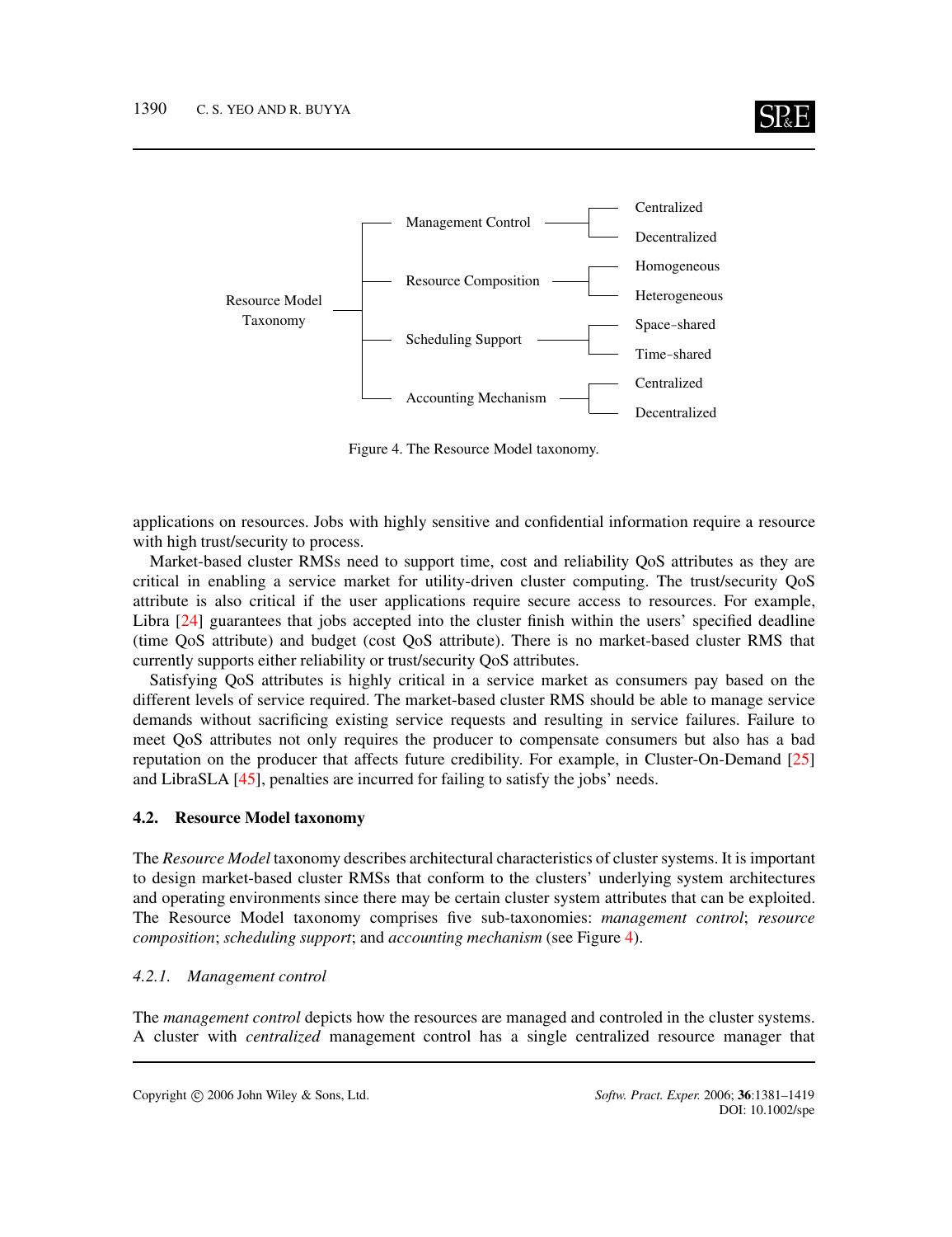- Resource Model Taxonomy
  - Management Control
    - Centralized
    - Decentralized
  - Resource Composition
    - Homogeneous
    - Heterogeneous
  - Scheduling Support
    - Space-shared
    - Time-shared
  - Accounting Mechanism
    - Centralized
    - Decentralized

Figure 4. The Resource Model taxonomy.

applications on resources. Jobs with highly sensitive and confidential information require a resource with high trust/security to process.

Market-based cluster RMSs need to support time, cost and reliability QoS attributes as they are critical in enabling a service market for utility-driven cluster computing. The trust/security QoS attribute is also critical if the user applications require secure access to resources. For example, Libra [24] guarantees that jobs accepted into the cluster finish within the users' specified deadline (time QoS attribute) and budget (cost QoS attribute). There is no market-based cluster RMS that currently supports either reliability or trust/security QoS attributes.

Satisfying QoS attributes is highly critical in a service market as consumers pay based on the different levels of service required. The market-based cluster RMS should be able to manage service demands without sacrificing existing service requests and resulting in service failures. Failure to meet QoS attributes not only requires the producer to compensate consumers but also has a bad reputation on the producer that affects future credibility. For example, in Cluster-On-Demand [25] and LibraSLA [45], penalties are incurred for failing to satisfy the jobs' needs.

### 4.2. Resource Model taxonomy

The *Resource Model* taxonomy describes architectural characteristics of cluster systems. It is important to design market-based cluster RMSs that conform to the clusters' underlying system architectures and operating environments since there may be certain cluster system attributes that can be exploited. The Resource Model taxonomy comprises five sub-taxonomies: *management control*; *resource composition*; *scheduling support*; and *accounting mechanism* (see Figure 4).

#### *4.2.1. Management control*

The *management control* depicts how the resources are managed and controled in the cluster systems. A cluster with *centralized* management control has a single centralized resource manager that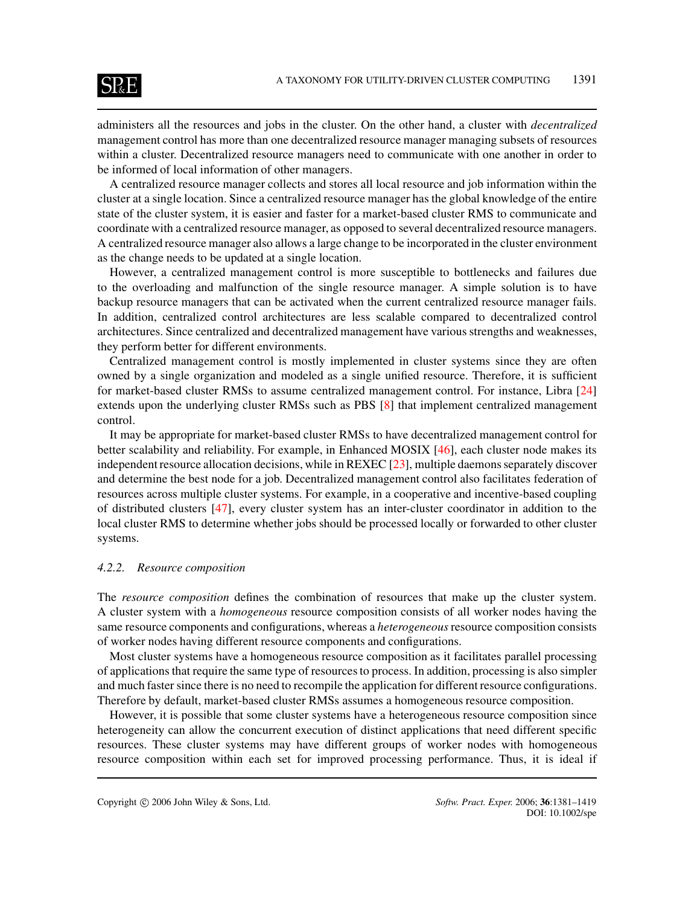administers all the resources and jobs in the cluster. On the other hand, a cluster with *decentralized* management control has more than one decentralized resource manager managing subsets of resources within a cluster. Decentralized resource managers need to communicate with one another in order to be informed of local information of other managers.

A centralized resource manager collects and stores all local resource and job information within the cluster at a single location. Since a centralized resource manager has the global knowledge of the entire state of the cluster system, it is easier and faster for a market-based cluster RMS to communicate and coordinate with a centralized resource manager, as opposed to several decentralized resource managers. A centralized resource manager also allows a large change to be incorporated in the cluster environment as the change needs to be updated at a single location.

However, a centralized management control is more susceptible to bottlenecks and failures due to the overloading and malfunction of the single resource manager. A simple solution is to have backup resource managers that can be activated when the current centralized resource manager fails. In addition, centralized control architectures are less scalable compared to decentralized control architectures. Since centralized and decentralized management have various strengths and weaknesses, they perform better for different environments.

Centralized management control is mostly implemented in cluster systems since they are often owned by a single organization and modeled as a single unified resource. Therefore, it is sufficient for market-based cluster RMSs to assume centralized management control. For instance, Libra [24] extends upon the underlying cluster RMSs such as PBS [8] that implement centralized management control.

It may be appropriate for market-based cluster RMSs to have decentralized management control for better scalability and reliability. For example, in Enhanced MOSIX [46], each cluster node makes its independent resource allocation decisions, while in REXEC [23], multiple daemons separately discover and determine the best node for a job. Decentralized management control also facilitates federation of resources across multiple cluster systems. For example, in a cooperative and incentive-based coupling of distributed clusters [47], every cluster system has an inter-cluster coordinator in addition to the local cluster RMS to determine whether jobs should be processed locally or forwarded to other cluster systems.

#### 4.2.2. *Resource composition*

The *resource composition* defines the combination of resources that make up the cluster system. A cluster system with a *homogeneous* resource composition consists of all worker nodes having the same resource components and configurations, whereas a *heterogeneous* resource composition consists of worker nodes having different resource components and configurations.

Most cluster systems have a homogeneous resource composition as it facilitates parallel processing of applications that require the same type of resources to process. In addition, processing is also simpler and much faster since there is no need to recompile the application for different resource configurations. Therefore by default, market-based cluster RMSs assumes a homogeneous resource composition.

However, it is possible that some cluster systems have a heterogeneous resource composition since heterogeneity can allow the concurrent execution of distinct applications that need different specific resources. These cluster systems may have different groups of worker nodes with homogeneous resource composition within each set for improved processing performance. Thus, it is ideal if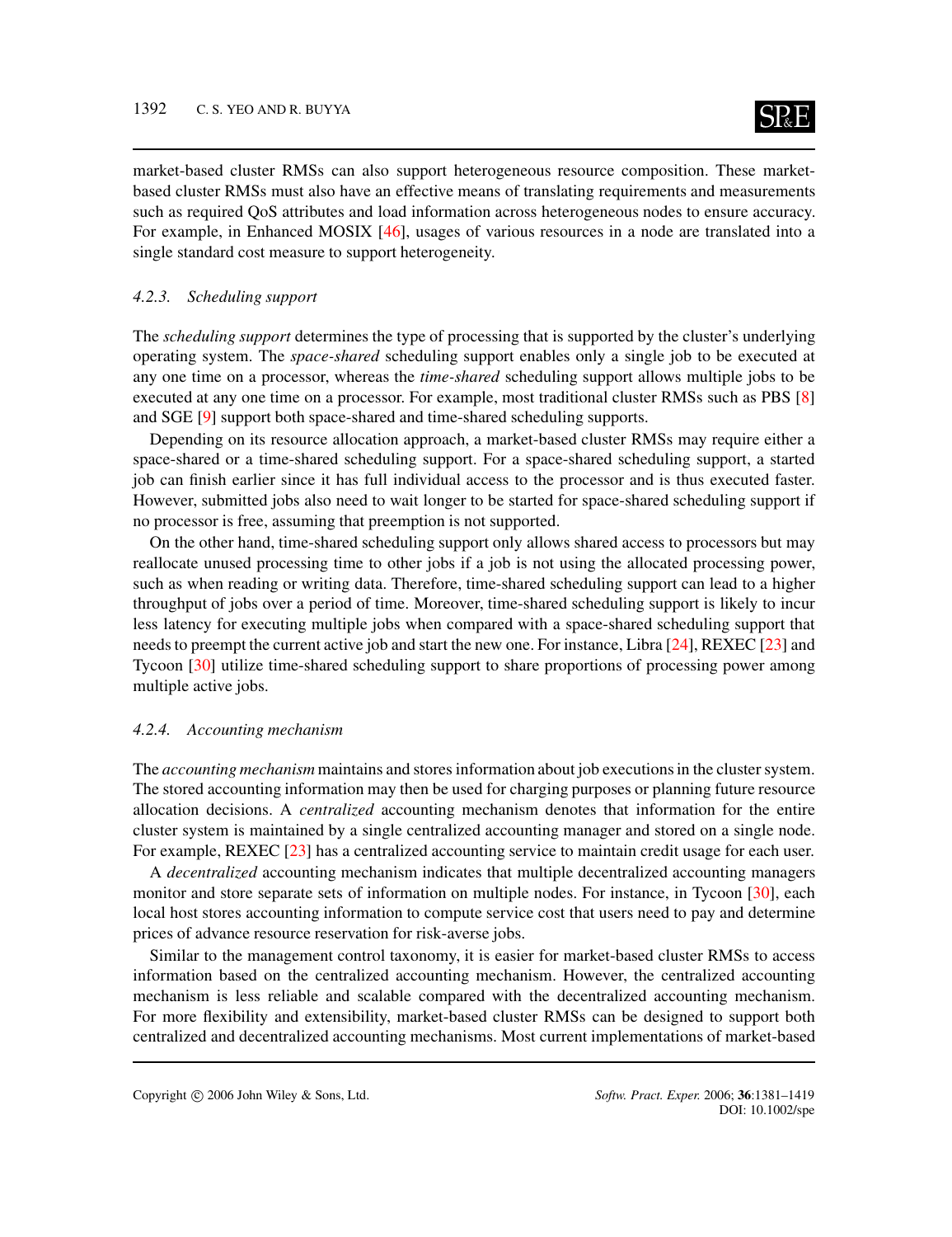market-based cluster RMSs can also support heterogeneous resource composition. These market-based cluster RMSs must also have an effective means of translating requirements and measurements such as required QoS attributes and load information across heterogeneous nodes to ensure accuracy. For example, in Enhanced MOSIX [46], usages of various resources in a node are translated into a single standard cost measure to support heterogeneity.

#### 4.2.3. Scheduling support

The *scheduling support* determines the type of processing that is supported by the cluster's underlying operating system. The *space-shared* scheduling support enables only a single job to be executed at any one time on a processor, whereas the *time-shared* scheduling support allows multiple jobs to be executed at any one time on a processor. For example, most traditional cluster RMSs such as PBS [8] and SGE [9] support both space-shared and time-shared scheduling supports.

Depending on its resource allocation approach, a market-based cluster RMSs may require either a space-shared or a time-shared scheduling support. For a space-shared scheduling support, a started job can finish earlier since it has full individual access to the processor and is thus executed faster. However, submitted jobs also need to wait longer to be started for space-shared scheduling support if no processor is free, assuming that preemption is not supported.

On the other hand, time-shared scheduling support only allows shared access to processors but may reallocate unused processing time to other jobs if a job is not using the allocated processing power, such as when reading or writing data. Therefore, time-shared scheduling support can lead to a higher throughput of jobs over a period of time. Moreover, time-shared scheduling support is likely to incur less latency for executing multiple jobs when compared with a space-shared scheduling support that needs to preempt the current active job and start the new one. For instance, Libra [24], REXEC [23] and Tycoon [30] utilize time-shared scheduling support to share proportions of processing power among multiple active jobs.

#### 4.2.4. Accounting mechanism

The *accounting mechanism* maintains and stores information about job executions in the cluster system. The stored accounting information may then be used for charging purposes or planning future resource allocation decisions. A *centralized* accounting mechanism denotes that information for the entire cluster system is maintained by a single centralized accounting manager and stored on a single node. For example, REXEC [23] has a centralized accounting service to maintain credit usage for each user.

A *decentralized* accounting mechanism indicates that multiple decentralized accounting managers monitor and store separate sets of information on multiple nodes. For instance, in Tycoon [30], each local host stores accounting information to compute service cost that users need to pay and determine prices of advance resource reservation for risk-averse jobs.

Similar to the management control taxonomy, it is easier for market-based cluster RMSs to access information based on the centralized accounting mechanism. However, the centralized accounting mechanism is less reliable and scalable compared with the decentralized accounting mechanism. For more flexibility and extensibility, market-based cluster RMSs can be designed to support both centralized and decentralized accounting mechanisms. Most current implementations of market-based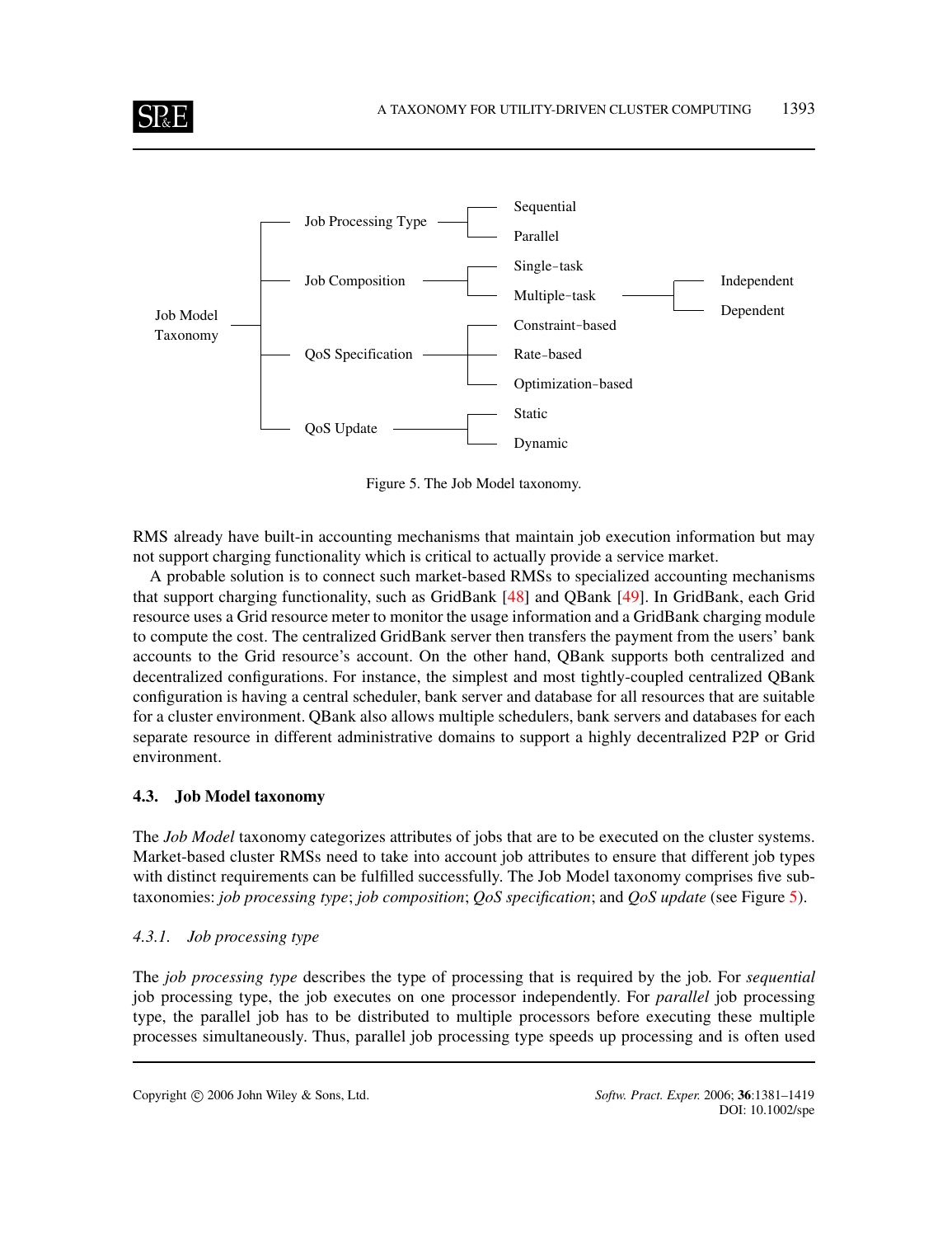- Job Model Taxonomy
  - Job Processing Type
    - Sequential
    - Parallel
  - Job Composition
    - Single-task
    - Multiple-task
      - Independent
      - Dependent
  - QoS Specification
    - Constraint-based
    - Rate-based
    - Optimization-based
  - QoS Update
    - Static
    - Dynamic

Figure 5. The Job Model taxonomy.

RMS already have built-in accounting mechanisms that maintain job execution information but may not support charging functionality which is critical to actually provide a service market.

A probable solution is to connect such market-based RMSs to specialized accounting mechanisms that support charging functionality, such as GridBank [48] and QBank [49]. In GridBank, each Grid resource uses a Grid resource meter to monitor the usage information and a GridBank charging module to compute the cost. The centralized GridBank server then transfers the payment from the users' bank accounts to the Grid resource's account. On the other hand, QBank supports both centralized and decentralized configurations. For instance, the simplest and most tightly-coupled centralized QBank configuration is having a central scheduler, bank server and database for all resources that are suitable for a cluster environment. QBank also allows multiple schedulers, bank servers and databases for each separate resource in different administrative domains to support a highly decentralized P2P or Grid environment.

### 4.3. Job Model taxonomy

The *Job Model* taxonomy categorizes attributes of jobs that are to be executed on the cluster systems. Market-based cluster RMSs need to take into account job attributes to ensure that different job types with distinct requirements can be fulfilled successfully. The Job Model taxonomy comprises five sub-taxonomies: *job processing type*; *job composition*; *QoS specification*; and *QoS update* (see Figure 5).

#### *4.3.1. Job processing type*

The *job processing type* describes the type of processing that is required by the job. For *sequential* job processing type, the job executes on one processor independently. For *parallel* job processing type, the parallel job has to be distributed to multiple processors before executing these multiple processes simultaneously. Thus, parallel job processing type speeds up processing and is often used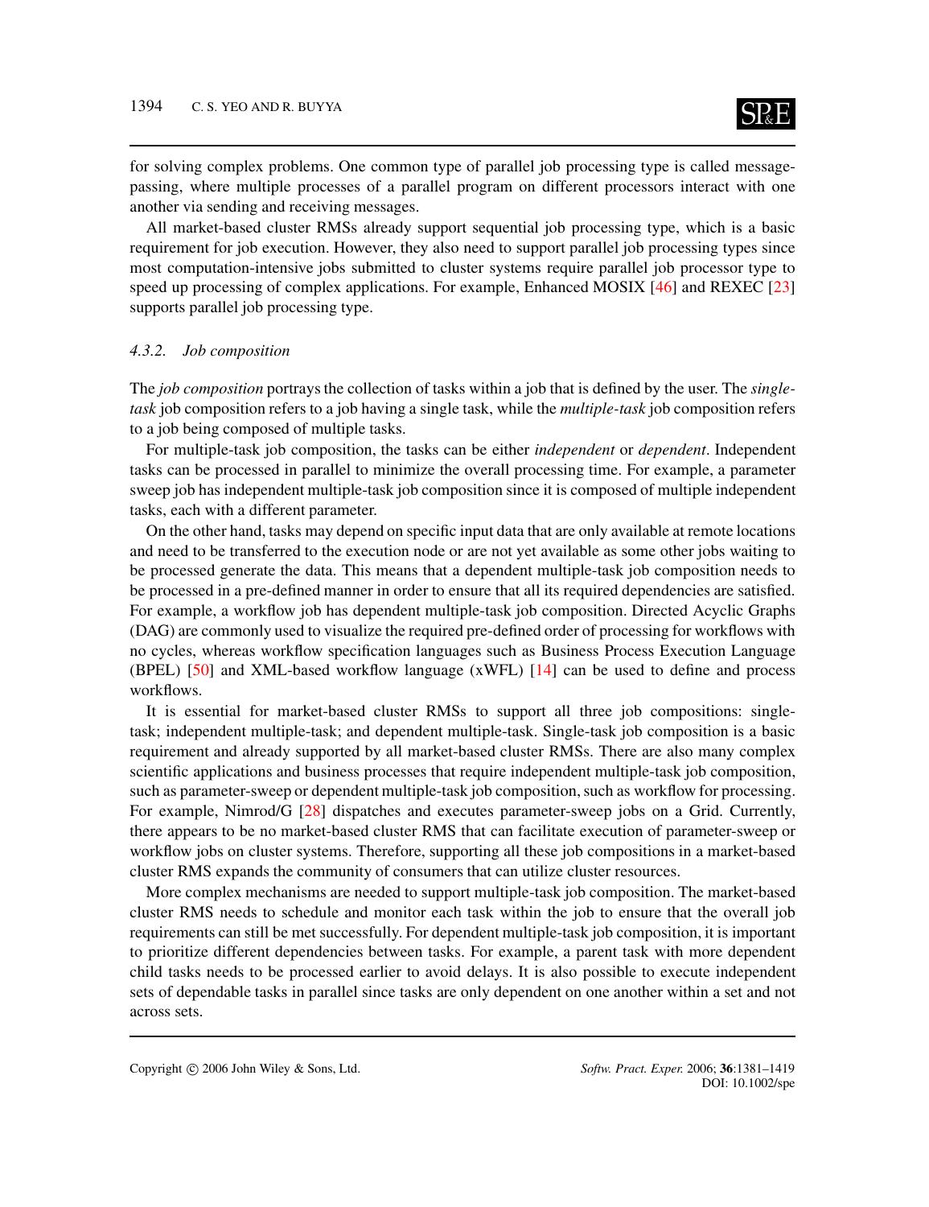for solving complex problems. One common type of parallel job processing type is called message-passing, where multiple processes of a parallel program on different processors interact with one another via sending and receiving messages.

All market-based cluster RMSs already support sequential job processing type, which is a basic requirement for job execution. However, they also need to support parallel job processing types since most computation-intensive jobs submitted to cluster systems require parallel job processor type to speed up processing of complex applications. For example, Enhanced MOSIX [46] and REXEC [23] supports parallel job processing type.

#### *4.3.2. Job composition*

The *job composition* portrays the collection of tasks within a job that is defined by the user. The *single-task* job composition refers to a job having a single task, while the *multiple-task* job composition refers to a job being composed of multiple tasks.

For multiple-task job composition, the tasks can be either *independent* or *dependent*. Independent tasks can be processed in parallel to minimize the overall processing time. For example, a parameter sweep job has independent multiple-task job composition since it is composed of multiple independent tasks, each with a different parameter.

On the other hand, tasks may depend on specific input data that are only available at remote locations and need to be transferred to the execution node or are not yet available as some other jobs waiting to be processed generate the data. This means that a dependent multiple-task job composition needs to be processed in a pre-defined manner in order to ensure that all its required dependencies are satisfied. For example, a workflow job has dependent multiple-task job composition. Directed Acyclic Graphs (DAG) are commonly used to visualize the required pre-defined order of processing for workflows with no cycles, whereas workflow specification languages such as Business Process Execution Language (BPEL) [50] and XML-based workflow language (xWFL) [14] can be used to define and process workflows.

It is essential for market-based cluster RMSs to support all three job compositions: single-task; independent multiple-task; and dependent multiple-task. Single-task job composition is a basic requirement and already supported by all market-based cluster RMSs. There are also many complex scientific applications and business processes that require independent multiple-task job composition, such as parameter-sweep or dependent multiple-task job composition, such as workflow for processing. For example, Nimrod/G [28] dispatches and executes parameter-sweep jobs on a Grid. Currently, there appears to be no market-based cluster RMS that can facilitate execution of parameter-sweep or workflow jobs on cluster systems. Therefore, supporting all these job compositions in a market-based cluster RMS expands the community of consumers that can utilize cluster resources.

More complex mechanisms are needed to support multiple-task job composition. The market-based cluster RMS needs to schedule and monitor each task within the job to ensure that the overall job requirements can still be met successfully. For dependent multiple-task job composition, it is important to prioritize different dependencies between tasks. For example, a parent task with more dependent child tasks needs to be processed earlier to avoid delays. It is also possible to execute independent sets of dependable tasks in parallel since tasks are only dependent on one another within a set and not across sets.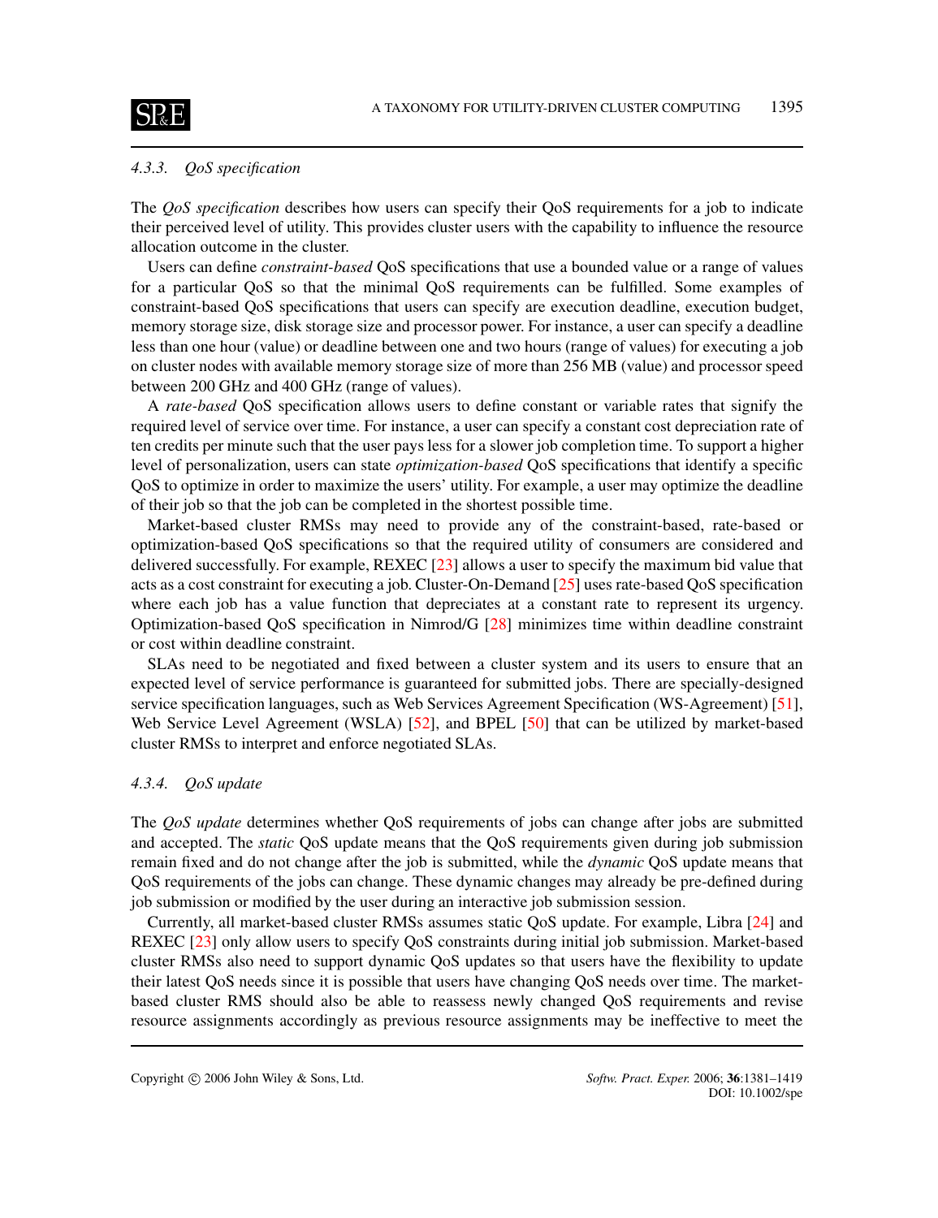### 4.3.3. QoS specification

The *QoS specification* describes how users can specify their QoS requirements for a job to indicate their perceived level of utility. This provides cluster users with the capability to influence the resource allocation outcome in the cluster.

Users can define *constraint-based* QoS specifications that use a bounded value or a range of values for a particular QoS so that the minimal QoS requirements can be fulfilled. Some examples of constraint-based QoS specifications that users can specify are execution deadline, execution budget, memory storage size, disk storage size and processor power. For instance, a user can specify a deadline less than one hour (value) or deadline between one and two hours (range of values) for executing a job on cluster nodes with available memory storage size of more than 256 MB (value) and processor speed between 200 GHz and 400 GHz (range of values).

A *rate-based* QoS specification allows users to define constant or variable rates that signify the required level of service over time. For instance, a user can specify a constant cost depreciation rate of ten credits per minute such that the user pays less for a slower job completion time. To support a higher level of personalization, users can state *optimization-based* QoS specifications that identify a specific QoS to optimize in order to maximize the users' utility. For example, a user may optimize the deadline of their job so that the job can be completed in the shortest possible time.

Market-based cluster RMSs may need to provide any of the constraint-based, rate-based or optimization-based QoS specifications so that the required utility of consumers are considered and delivered successfully. For example, REXEC [23] allows a user to specify the maximum bid value that acts as a cost constraint for executing a job. Cluster-On-Demand [25] uses rate-based QoS specification where each job has a value function that depreciates at a constant rate to represent its urgency. Optimization-based QoS specification in Nimrod/G [28] minimizes time within deadline constraint or cost within deadline constraint.

SLAs need to be negotiated and fixed between a cluster system and its users to ensure that an expected level of service performance is guaranteed for submitted jobs. There are specially-designed service specification languages, such as Web Services Agreement Specification (WS-Agreement) [51], Web Service Level Agreement (WSLA) [52], and BPEL [50] that can be utilized by market-based cluster RMSs to interpret and enforce negotiated SLAs.

### 4.3.4. QoS update

The *QoS update* determines whether QoS requirements of jobs can change after jobs are submitted and accepted. The *static* QoS update means that the QoS requirements given during job submission remain fixed and do not change after the job is submitted, while the *dynamic* QoS update means that QoS requirements of the jobs can change. These dynamic changes may already be pre-defined during job submission or modified by the user during an interactive job submission session.

Currently, all market-based cluster RMSs assumes static QoS update. For example, Libra [24] and REXEC [23] only allow users to specify QoS constraints during initial job submission. Market-based cluster RMSs also need to support dynamic QoS updates so that users have the flexibility to update their latest QoS needs since it is possible that users have changing QoS needs over time. The market-based cluster RMS should also be able to reassess newly changed QoS requirements and revise resource assignments accordingly as previous resource assignments may be ineffective to meet the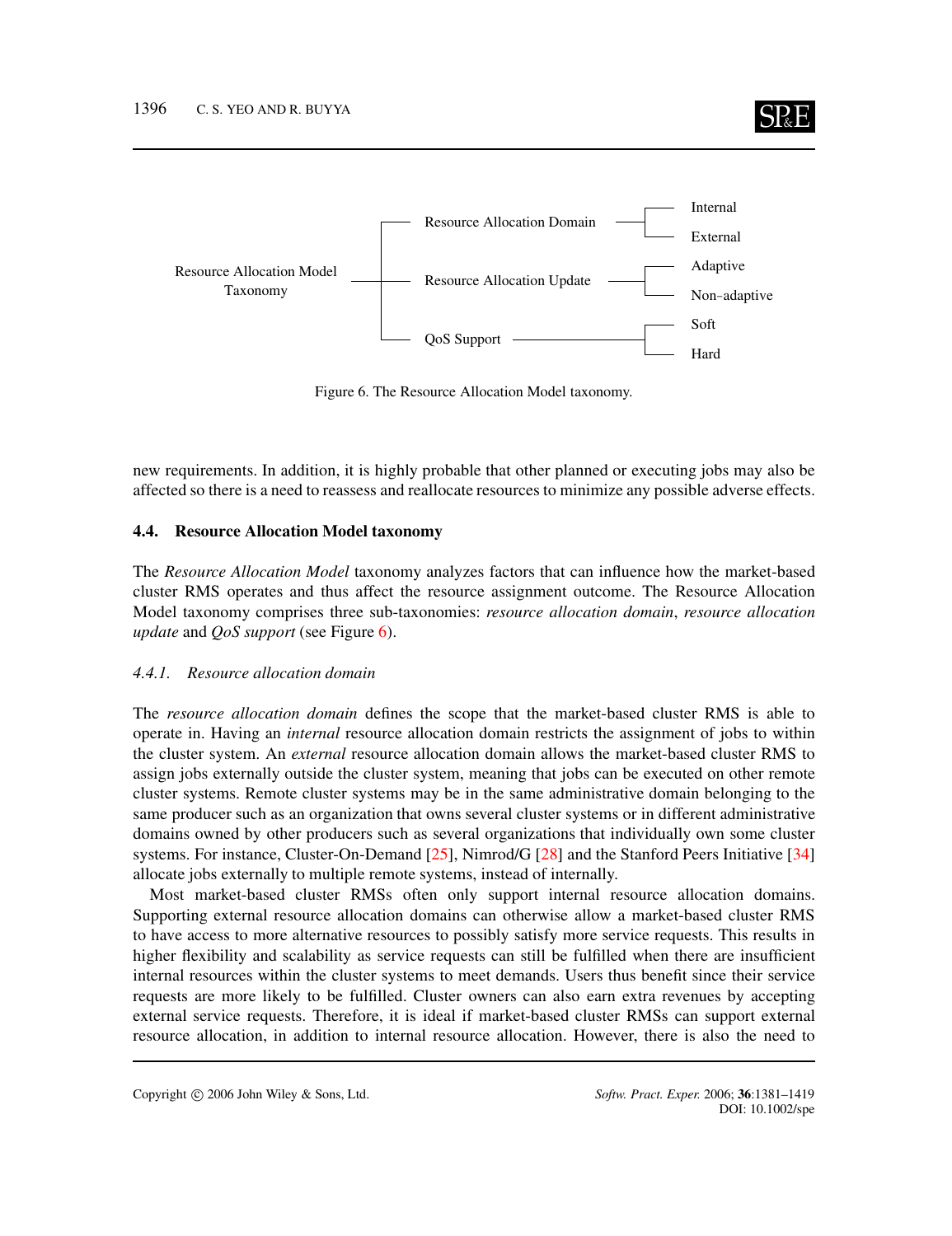- Resource Allocation Model Taxonomy
  - Resource Allocation Domain
    - Internal
    - External
  - Resource Allocation Update
    - Adaptive
    - Non-adaptive
  - QoS Support
    - Soft
    - Hard

Figure 6. The Resource Allocation Model taxonomy.

new requirements. In addition, it is highly probable that other planned or executing jobs may also be affected so there is a need to reassess and reallocate resources to minimize any possible adverse effects.

## 4.4. Resource Allocation Model taxonomy

The *Resource Allocation Model* taxonomy analyzes factors that can influence how the market-based cluster RMS operates and thus affect the resource assignment outcome. The Resource Allocation Model taxonomy comprises three sub-taxonomies: *resource allocation domain*, *resource allocation update* and *QoS support* (see Figure 6).

### 4.4.1. Resource allocation domain

The *resource allocation domain* defines the scope that the market-based cluster RMS is able to operate in. Having an *internal* resource allocation domain restricts the assignment of jobs to within the cluster system. An *external* resource allocation domain allows the market-based cluster RMS to assign jobs externally outside the cluster system, meaning that jobs can be executed on other remote cluster systems. Remote cluster systems may be in the same administrative domain belonging to the same producer such as an organization that owns several cluster systems or in different administrative domains owned by other producers such as several organizations that individually own some cluster systems. For instance, Cluster-On-Demand [25], Nimrod/G [28] and the Stanford Peers Initiative [34] allocate jobs externally to multiple remote systems, instead of internally.

Most market-based cluster RMSs often only support internal resource allocation domains. Supporting external resource allocation domains can otherwise allow a market-based cluster RMS to have access to more alternative resources to possibly satisfy more service requests. This results in higher flexibility and scalability as service requests can still be fulfilled when there are insufficient internal resources within the cluster systems to meet demands. Users thus benefit since their service requests are more likely to be fulfilled. Cluster owners can also earn extra revenues by accepting external service requests. Therefore, it is ideal if market-based cluster RMSs can support external resource allocation, in addition to internal resource allocation. However, there is also the need to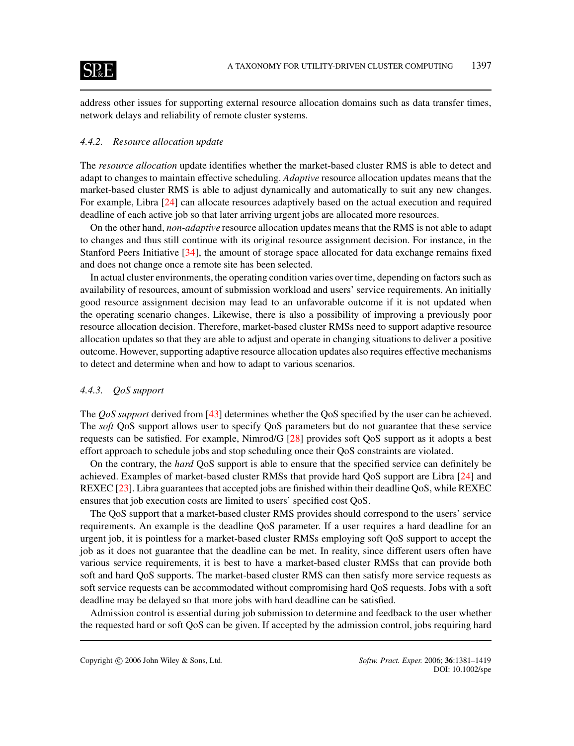address other issues for supporting external resource allocation domains such as data transfer times, network delays and reliability of remote cluster systems.

#### 4.4.2. *Resource allocation update*

The *resource allocation* update identifies whether the market-based cluster RMS is able to detect and adapt to changes to maintain effective scheduling. *Adaptive* resource allocation updates means that the market-based cluster RMS is able to adjust dynamically and automatically to suit any new changes. For example, Libra [24] can allocate resources adaptively based on the actual execution and required deadline of each active job so that later arriving urgent jobs are allocated more resources.

On the other hand, *non-adaptive* resource allocation updates means that the RMS is not able to adapt to changes and thus still continue with its original resource assignment decision. For instance, in the Stanford Peers Initiative [34], the amount of storage space allocated for data exchange remains fixed and does not change once a remote site has been selected.

In actual cluster environments, the operating condition varies over time, depending on factors such as availability of resources, amount of submission workload and users' service requirements. An initially good resource assignment decision may lead to an unfavorable outcome if it is not updated when the operating scenario changes. Likewise, there is also a possibility of improving a previously poor resource allocation decision. Therefore, market-based cluster RMSs need to support adaptive resource allocation updates so that they are able to adjust and operate in changing situations to deliver a positive outcome. However, supporting adaptive resource allocation updates also requires effective mechanisms to detect and determine when and how to adapt to various scenarios.

#### 4.4.3. *QoS support*

The *QoS support* derived from [43] determines whether the QoS specified by the user can be achieved. The *soft* QoS support allows user to specify QoS parameters but do not guarantee that these service requests can be satisfied. For example, Nimrod/G [28] provides soft QoS support as it adopts a best effort approach to schedule jobs and stop scheduling once their QoS constraints are violated.

On the contrary, the *hard* QoS support is able to ensure that the specified service can definitely be achieved. Examples of market-based cluster RMSs that provide hard QoS support are Libra [24] and REXEC [23]. Libra guarantees that accepted jobs are finished within their deadline QoS, while REXEC ensures that job execution costs are limited to users' specified cost QoS.

The QoS support that a market-based cluster RMS provides should correspond to the users' service requirements. An example is the deadline QoS parameter. If a user requires a hard deadline for an urgent job, it is pointless for a market-based cluster RMSs employing soft QoS support to accept the job as it does not guarantee that the deadline can be met. In reality, since different users often have various service requirements, it is best to have a market-based cluster RMSs that can provide both soft and hard QoS supports. The market-based cluster RMS can then satisfy more service requests as soft service requests can be accommodated without compromising hard QoS requests. Jobs with a soft deadline may be delayed so that more jobs with hard deadline can be satisfied.

Admission control is essential during job submission to determine and feedback to the user whether the requested hard or soft QoS can be given. If accepted by the admission control, jobs requiring hard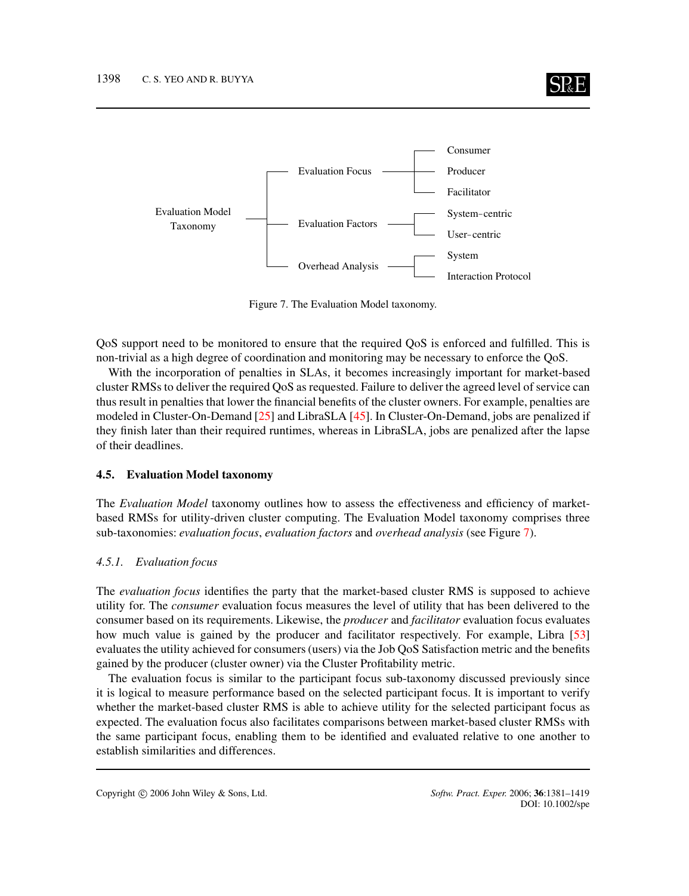- Evaluation Model Taxonomy
  - Evaluation Focus
    - Consumer
    - Producer
    - Facilitator
  - Evaluation Factors
    - System–centric
    - User–centric
  - Overhead Analysis
    - System
    - Interaction Protocol

Figure 7. The Evaluation Model taxonomy.

QoS support need to be monitored to ensure that the required QoS is enforced and fulfilled. This is non-trivial as a high degree of coordination and monitoring may be necessary to enforce the QoS.

With the incorporation of penalties in SLAs, it becomes increasingly important for market-based cluster RMSs to deliver the required QoS as requested. Failure to deliver the agreed level of service can thus result in penalties that lower the financial benefits of the cluster owners. For example, penalties are modeled in Cluster-On-Demand [25] and LibraSLA [45]. In Cluster-On-Demand, jobs are penalized if they finish later than their required runtimes, whereas in LibraSLA, jobs are penalized after the lapse of their deadlines.

### 4.5. Evaluation Model taxonomy

The *Evaluation Model* taxonomy outlines how to assess the effectiveness and efficiency of market-based RMSs for utility-driven cluster computing. The Evaluation Model taxonomy comprises three sub-taxonomies: *evaluation focus*, *evaluation factors* and *overhead analysis* (see Figure 7).

#### 4.5.1. Evaluation focus

The *evaluation focus* identifies the party that the market-based cluster RMS is supposed to achieve utility for. The *consumer* evaluation focus measures the level of utility that has been delivered to the consumer based on its requirements. Likewise, the *producer* and *facilitator* evaluation focus evaluates how much value is gained by the producer and facilitator respectively. For example, Libra [53] evaluates the utility achieved for consumers (users) via the Job QoS Satisfaction metric and the benefits gained by the producer (cluster owner) via the Cluster Profitability metric.

The evaluation focus is similar to the participant focus sub-taxonomy discussed previously since it is logical to measure performance based on the selected participant focus. It is important to verify whether the market-based cluster RMS is able to achieve utility for the selected participant focus as expected. The evaluation focus also facilitates comparisons between market-based cluster RMSs with the same participant focus, enabling them to be identified and evaluated relative to one another to establish similarities and differences.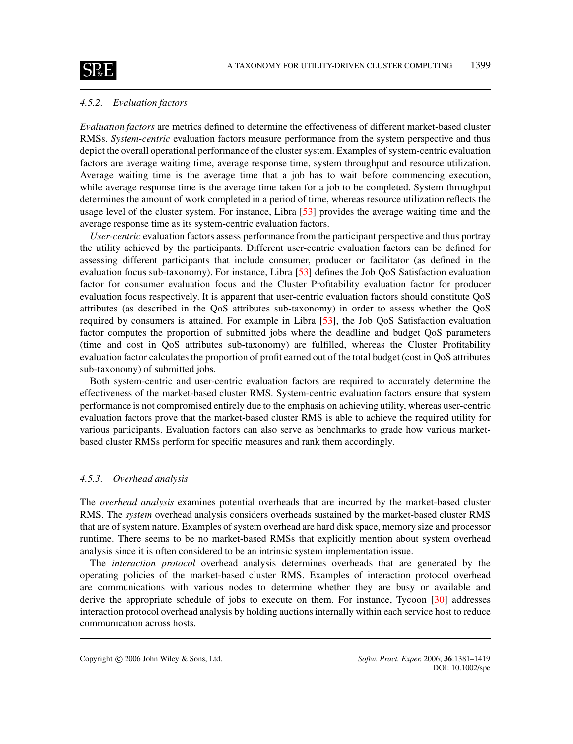#### 4.5.2. *Evaluation factors*

*Evaluation factors* are metrics defined to determine the effectiveness of different market-based cluster RMSs. *System-centric* evaluation factors measure performance from the system perspective and thus depict the overall operational performance of the cluster system. Examples of system-centric evaluation factors are average waiting time, average response time, system throughput and resource utilization. Average waiting time is the average time that a job has to wait before commencing execution, while average response time is the average time taken for a job to be completed. System throughput determines the amount of work completed in a period of time, whereas resource utilization reflects the usage level of the cluster system. For instance, Libra [53] provides the average waiting time and the average response time as its system-centric evaluation factors.

*User-centric* evaluation factors assess performance from the participant perspective and thus portray the utility achieved by the participants. Different user-centric evaluation factors can be defined for assessing different participants that include consumer, producer or facilitator (as defined in the evaluation focus sub-taxonomy). For instance, Libra [53] defines the Job QoS Satisfaction evaluation factor for consumer evaluation focus and the Cluster Profitability evaluation factor for producer evaluation focus respectively. It is apparent that user-centric evaluation factors should constitute QoS attributes (as described in the QoS attributes sub-taxonomy) in order to assess whether the QoS required by consumers is attained. For example in Libra [53], the Job QoS Satisfaction evaluation factor computes the proportion of submitted jobs where the deadline and budget QoS parameters (time and cost in QoS attributes sub-taxonomy) are fulfilled, whereas the Cluster Profitability evaluation factor calculates the proportion of profit earned out of the total budget (cost in QoS attributes sub-taxonomy) of submitted jobs.

Both system-centric and user-centric evaluation factors are required to accurately determine the effectiveness of the market-based cluster RMS. System-centric evaluation factors ensure that system performance is not compromised entirely due to the emphasis on achieving utility, whereas user-centric evaluation factors prove that the market-based cluster RMS is able to achieve the required utility for various participants. Evaluation factors can also serve as benchmarks to grade how various market-based cluster RMSs perform for specific measures and rank them accordingly.

#### 4.5.3. *Overhead analysis*

The *overhead analysis* examines potential overheads that are incurred by the market-based cluster RMS. The *system* overhead analysis considers overheads sustained by the market-based cluster RMS that are of system nature. Examples of system overhead are hard disk space, memory size and processor runtime. There seems to be no market-based RMSs that explicitly mention about system overhead analysis since it is often considered to be an intrinsic system implementation issue.

The *interaction protocol* overhead analysis determines overheads that are generated by the operating policies of the market-based cluster RMS. Examples of interaction protocol overhead are communications with various nodes to determine whether they are busy or available and derive the appropriate schedule of jobs to execute on them. For instance, Tycoon [30] addresses interaction protocol overhead analysis by holding auctions internally within each service host to reduce communication across hosts.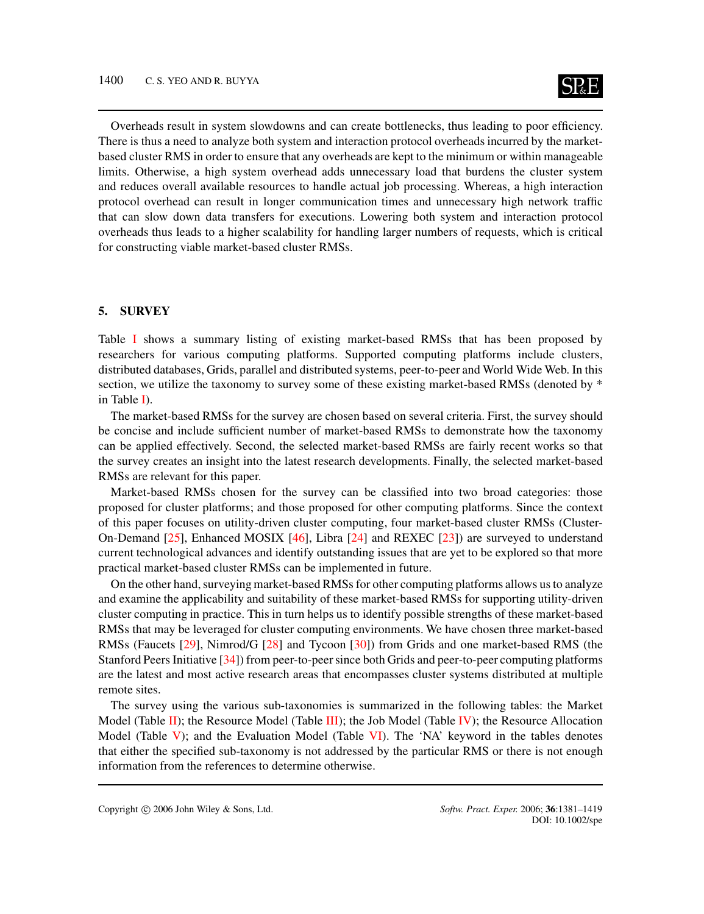Overheads result in system slowdowns and can create bottlenecks, thus leading to poor efficiency. There is thus a need to analyze both system and interaction protocol overheads incurred by the market-based cluster RMS in order to ensure that any overheads are kept to the minimum or within manageable limits. Otherwise, a high system overhead adds unnecessary load that burdens the cluster system and reduces overall available resources to handle actual job processing. Whereas, a high interaction protocol overhead can result in longer communication times and unnecessary high network traffic that can slow down data transfers for executions. Lowering both system and interaction protocol overheads thus leads to a higher scalability for handling larger numbers of requests, which is critical for constructing viable market-based cluster RMSs.

## 5. SURVEY

Table I shows a summary listing of existing market-based RMSs that has been proposed by researchers for various computing platforms. Supported computing platforms include clusters, distributed databases, Grids, parallel and distributed systems, peer-to-peer and World Wide Web. In this section, we utilize the taxonomy to survey some of these existing market-based RMSs (denoted by * in Table I).

The market-based RMSs for the survey are chosen based on several criteria. First, the survey should be concise and include sufficient number of market-based RMSs to demonstrate how the taxonomy can be applied effectively. Second, the selected market-based RMSs are fairly recent works so that the survey creates an insight into the latest research developments. Finally, the selected market-based RMSs are relevant for this paper.

Market-based RMSs chosen for the survey can be classified into two broad categories: those proposed for cluster platforms; and those proposed for other computing platforms. Since the context of this paper focuses on utility-driven cluster computing, four market-based cluster RMSs (Cluster-On-Demand [25], Enhanced MOSIX [46], Libra [24] and REXEC [23]) are surveyed to understand current technological advances and identify outstanding issues that are yet to be explored so that more practical market-based cluster RMSs can be implemented in future.

On the other hand, surveying market-based RMSs for other computing platforms allows us to analyze and examine the applicability and suitability of these market-based RMSs for supporting utility-driven cluster computing in practice. This in turn helps us to identify possible strengths of these market-based RMSs that may be leveraged for cluster computing environments. We have chosen three market-based RMSs (Faucets [29], Nimrod/G [28] and Tycoon [30]) from Grids and one market-based RMS (the Stanford Peers Initiative [34]) from peer-to-peer since both Grids and peer-to-peer computing platforms are the latest and most active research areas that encompasses cluster systems distributed at multiple remote sites.

The survey using the various sub-taxonomies is summarized in the following tables: the Market Model (Table II); the Resource Model (Table III); the Job Model (Table IV); the Resource Allocation Model (Table V); and the Evaluation Model (Table VI). The 'NA' keyword in the tables denotes that either the specified sub-taxonomy is not addressed by the particular RMS or there is not enough information from the references to determine otherwise.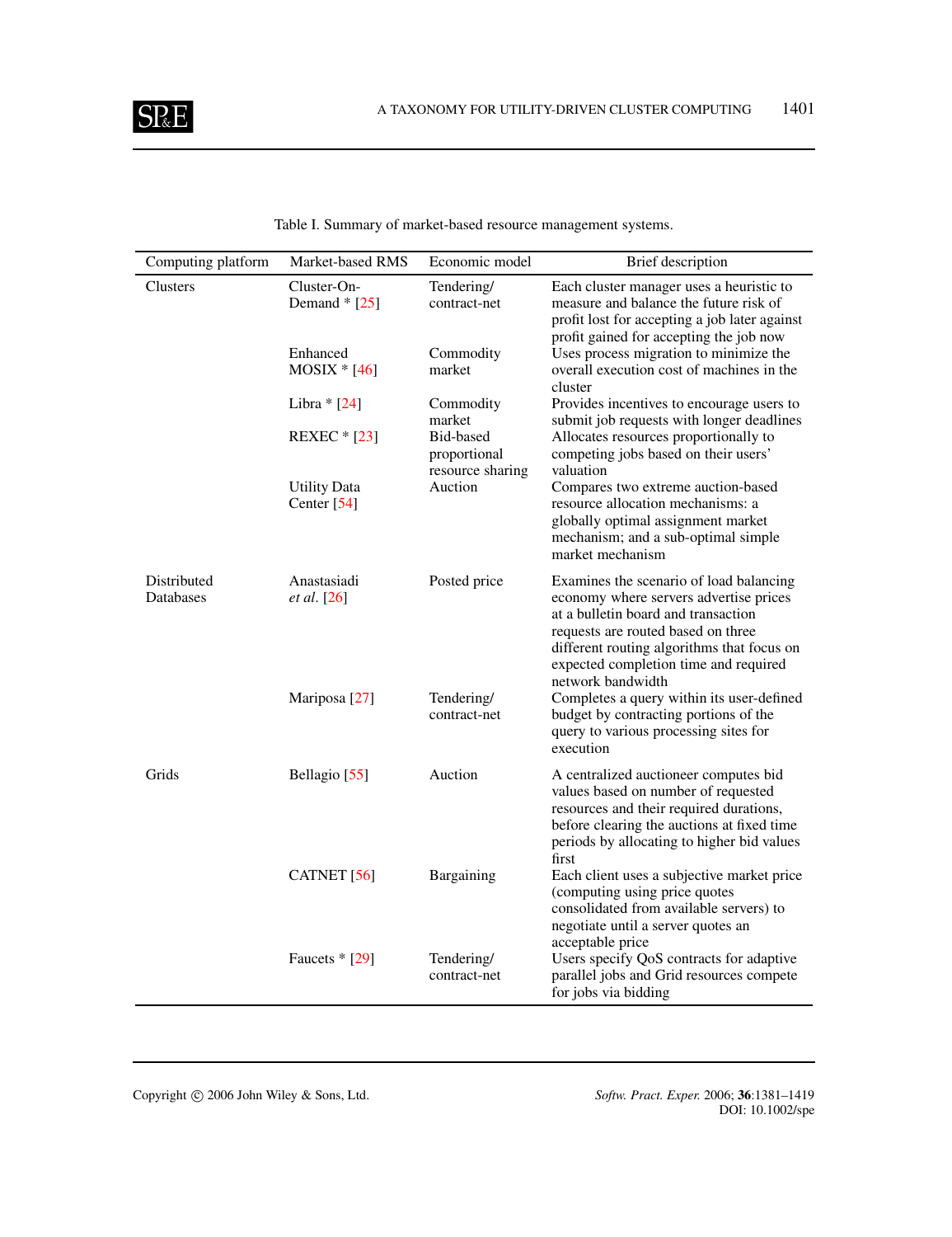Table I. Summary of market-based resource management systems.

| Computing platform | Market-based RMS | Economic model | Brief description |
|---|---|---|---|
| Clusters | Cluster-On-Demand * [25] | Tendering/ contract-net | Each cluster manager uses a heuristic to measure and balance the future risk of profit lost for accepting a job later against profit gained for accepting the job now |
| | Enhanced MOSIX * [46] | Commodity market | Uses process migration to minimize the overall execution cost of machines in the cluster |
| | Libra * [24] | Commodity market | Provides incentives to encourage users to submit job requests with longer deadlines |
| | REXEC * [23] | Bid-based proportional resource sharing | Allocates resources proportionally to competing jobs based on their users' valuation |
| | Utility Data Center [54] | Auction | Compares two extreme auction-based resource allocation mechanisms: a globally optimal assignment market mechanism; and a sub-optimal simple market mechanism |
| Distributed Databases | Anastasiadi *et al.* [26] | Posted price | Examines the scenario of load balancing economy where servers advertise prices at a bulletin board and transaction requests are routed based on three different routing algorithms that focus on expected completion time and required network bandwidth |
| | Mariposa [27] | Tendering/ contract-net | Completes a query within its user-defined budget by contracting portions of the query to various processing sites for execution |
| Grids | Bellagio [55] | Auction | A centralized auctioneer computes bid values based on number of requested resources and their required durations, before clearing the auctions at fixed time periods by allocating to higher bid values first |
| | CATNET [56] | Bargaining | Each client uses a subjective market price (computing using price quotes consolidated from available servers) to negotiate until a server quotes an acceptable price |
| | Faucets * [29] | Tendering/ contract-net | Users specify QoS contracts for adaptive parallel jobs and Grid resources compete for jobs via bidding |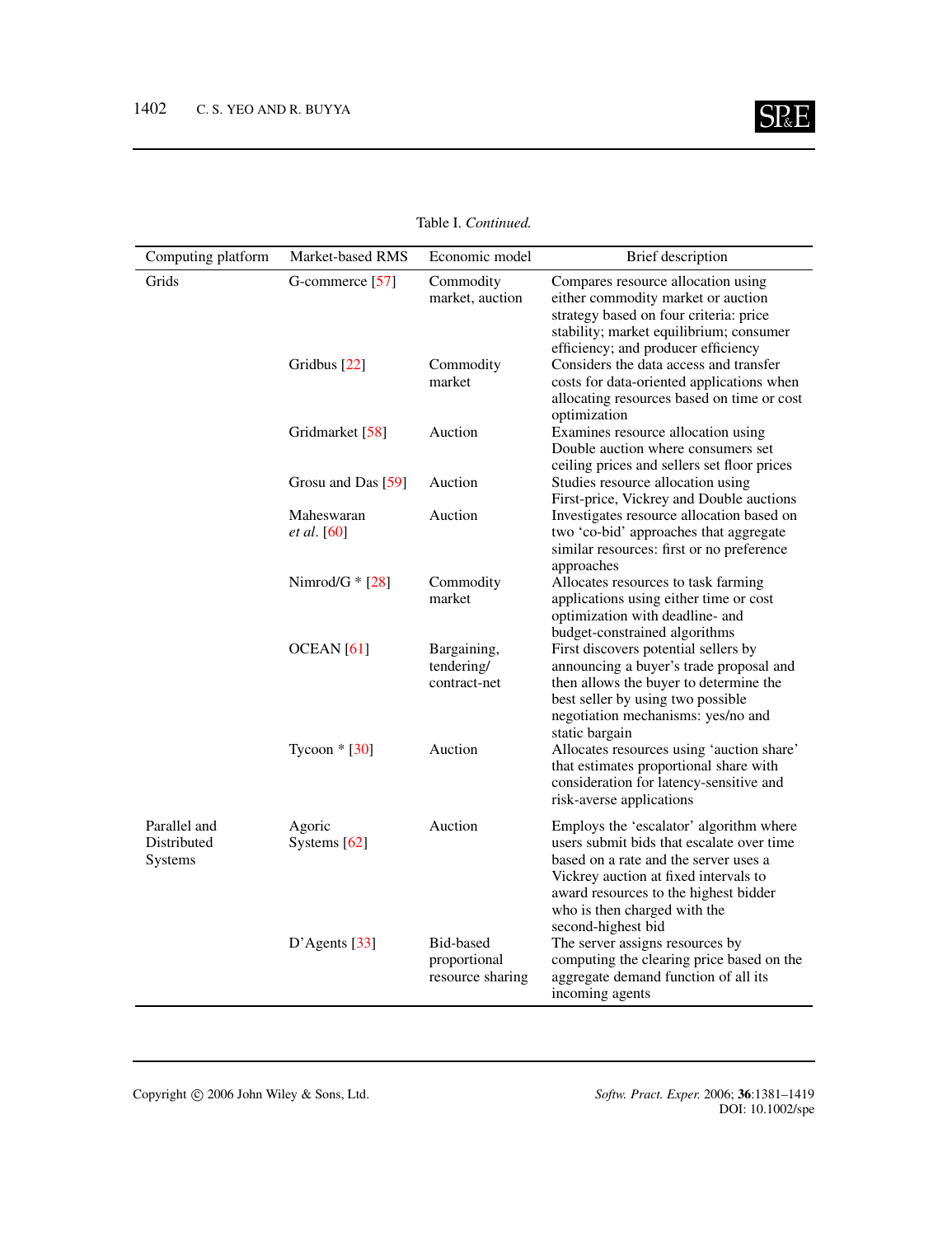Table I. *Continued.*

| Computing platform | Market-based RMS | Economic model | Brief description |
|---|---|---|---|
| Grids | G-commerce [57] | Commodity market, auction | Compares resource allocation using either commodity market or auction strategy based on four criteria: price stability; market equilibrium; consumer efficiency; and producer efficiency |
| | Gridbus [22] | Commodity market | Considers the data access and transfer costs for data-oriented applications when allocating resources based on time or cost optimization |
| | Gridmarket [58] | Auction | Examines resource allocation using Double auction where consumers set ceiling prices and sellers set floor prices |
| | Grosu and Das [59] | Auction | Studies resource allocation using First-price, Vickrey and Double auctions |
| | Maheswaran *et al*. [60] | Auction | Investigates resource allocation based on two 'co-bid' approaches that aggregate similar resources: first or no preference approaches |
| | Nimrod/G * [28] | Commodity market | Allocates resources to task farming applications using either time or cost optimization with deadline- and budget-constrained algorithms |
| | OCEAN [61] | Bargaining, tendering/ contract-net | First discovers potential sellers by announcing a buyer's trade proposal and then allows the buyer to determine the best seller by using two possible negotiation mechanisms: yes/no and static bargain |
| | Tycoon * [30] | Auction | Allocates resources using 'auction share' that estimates proportional share with consideration for latency-sensitive and risk-averse applications |
| Parallel and Distributed Systems | Agoric Systems [62] | Auction | Employs the 'escalator' algorithm where users submit bids that escalate over time based on a rate and the server uses a Vickrey auction at fixed intervals to award resources to the highest bidder who is then charged with the second-highest bid |
| | D'Agents [33] | Bid-based proportional resource sharing | The server assigns resources by computing the clearing price based on the aggregate demand function of all its incoming agents |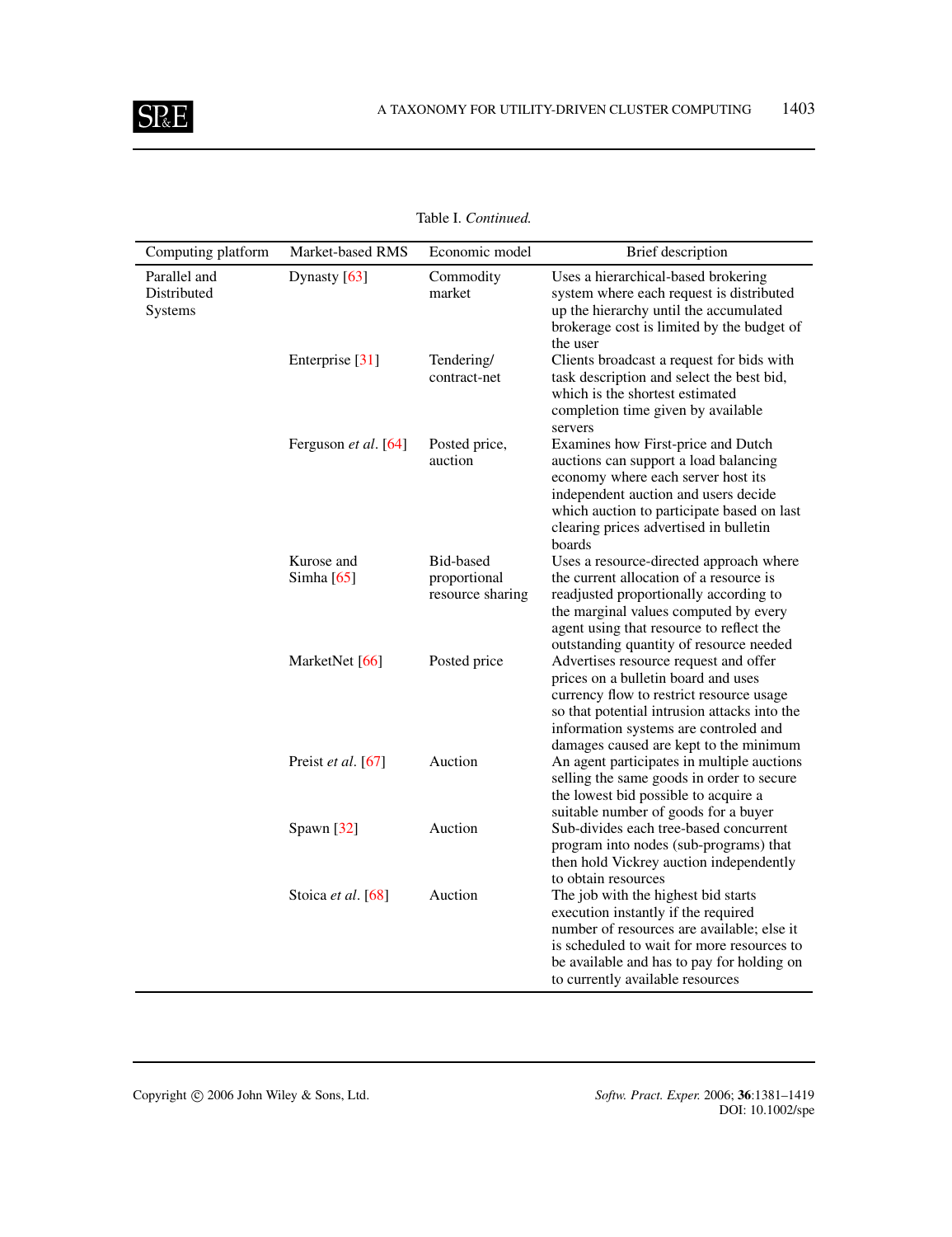Table I. *Continued.*

| Computing platform | Market-based RMS | Economic model | Brief description |
|---|---|---|---|
| Parallel and Distributed Systems | Dynasty [63] | Commodity market | Uses a hierarchical-based brokering system where each request is distributed up the hierarchy until the accumulated brokerage cost is limited by the budget of the user |
| | Enterprise [31] | Tendering/ contract-net | Clients broadcast a request for bids with task description and select the best bid, which is the shortest estimated completion time given by available servers |
| | Ferguson *et al*. [64] | Posted price, auction | Examines how First-price and Dutch auctions can support a load balancing economy where each server host its independent auction and users decide which auction to participate based on last clearing prices advertised in bulletin boards |
| | Kurose and Simha [65] | Bid-based proportional resource sharing | Uses a resource-directed approach where the current allocation of a resource is readjusted proportionally according to the marginal values computed by every agent using that resource to reflect the outstanding quantity of resource needed |
| | MarketNet [66] | Posted price | Advertises resource request and offer prices on a bulletin board and uses currency flow to restrict resource usage so that potential intrusion attacks into the information systems are controled and damages caused are kept to the minimum |
| | Preist *et al*. [67] | Auction | An agent participates in multiple auctions selling the same goods in order to secure the lowest bid possible to acquire a suitable number of goods for a buyer |
| | Spawn [32] | Auction | Sub-divides each tree-based concurrent program into nodes (sub-programs) that then hold Vickrey auction independently to obtain resources |
| | Stoica *et al*. [68] | Auction | The job with the highest bid starts execution instantly if the required number of resources are available; else it is scheduled to wait for more resources to be available and has to pay for holding on to currently available resources |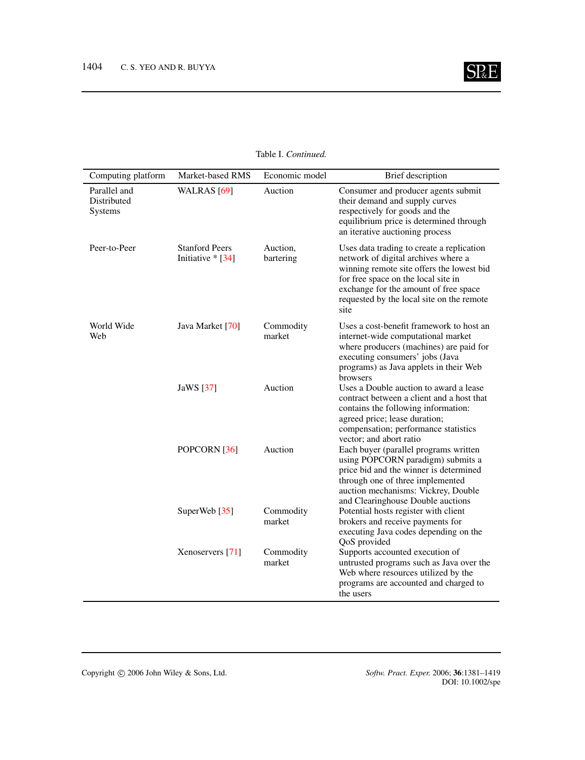Table I. *Continued.*

| Computing platform | Market-based RMS | Economic model | Brief description |
|---|---|---|---|
| Parallel and Distributed Systems | WALRAS [69] | Auction | Consumer and producer agents submit their demand and supply curves respectively for goods and the equilibrium price is determined through an iterative auctioning process |
| Peer-to-Peer | Stanford Peers Initiative * [34] | Auction, bartering | Uses data trading to create a replication network of digital archives where a winning remote site offers the lowest bid for free space on the local site in exchange for the amount of free space requested by the local site on the remote site |
| World Wide Web | Java Market [70] | Commodity market | Uses a cost-benefit framework to host an internet-wide computational market where producers (machines) are paid for executing consumers' jobs (Java programs) as Java applets in their Web browsers |
| | JaWS [37] | Auction | Uses a Double auction to award a lease contract between a client and a host that contains the following information: agreed price; lease duration; compensation; performance statistics vector; and abort ratio |
| | POPCORN [36] | Auction | Each buyer (parallel programs written using POPCORN paradigm) submits a price bid and the winner is determined through one of three implemented auction mechanisms: Vickrey, Double and Clearinghouse Double auctions |
| | SuperWeb [35] | Commodity market | Potential hosts register with client brokers and receive payments for executing Java codes depending on the QoS provided |
| | Xenoservers [71] | Commodity market | Supports accounted execution of untrusted programs such as Java over the Web where resources utilized by the programs are accounted and charged to the users |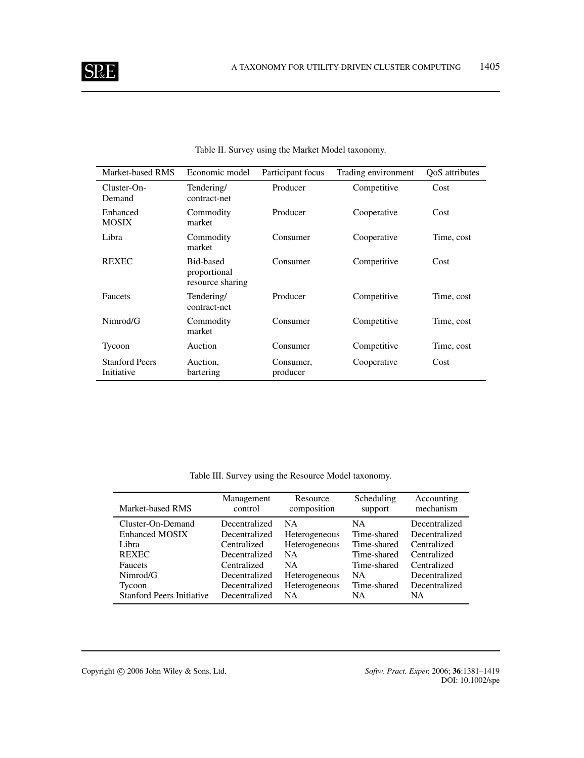Table II. Survey using the Market Model taxonomy.

| Market-based RMS | Economic model | Participant focus | Trading environment | QoS attributes |
|---|---|---|---|---|
| Cluster-On-Demand | Tendering/ contract-net | Producer | Competitive | Cost |
| Enhanced MOSIX | Commodity market | Producer | Cooperative | Cost |
| Libra | Commodity market | Consumer | Cooperative | Time, cost |
| REXEC | Bid-based proportional resource sharing | Consumer | Competitive | Cost |
| Faucets | Tendering/ contract-net | Producer | Competitive | Time, cost |
| Nimrod/G | Commodity market | Consumer | Competitive | Time, cost |
| Tycoon | Auction | Consumer | Competitive | Time, cost |
| Stanford Peers Initiative | Auction, bartering | Consumer, producer | Cooperative | Cost |

Table III. Survey using the Resource Model taxonomy.

| Market-based RMS | Management control | Resource composition | Scheduling support | Accounting mechanism |
|---|---|---|---|---|
| Cluster-On-Demand | Decentralized | NA | NA | Decentralized |
| Enhanced MOSIX | Decentralized | Heterogeneous | Time-shared | Decentralized |
| Libra | Centralized | Heterogeneous | Time-shared | Centralized |
| REXEC | Decentralized | NA | Time-shared | Centralized |
| Faucets | Centralized | NA | Time-shared | Centralized |
| Nimrod/G | Decentralized | Heterogeneous | NA | Decentralized |
| Tycoon | Decentralized | Heterogeneous | Time-shared | Decentralized |
| Stanford Peers Initiative | Decentralized | NA | NA | NA |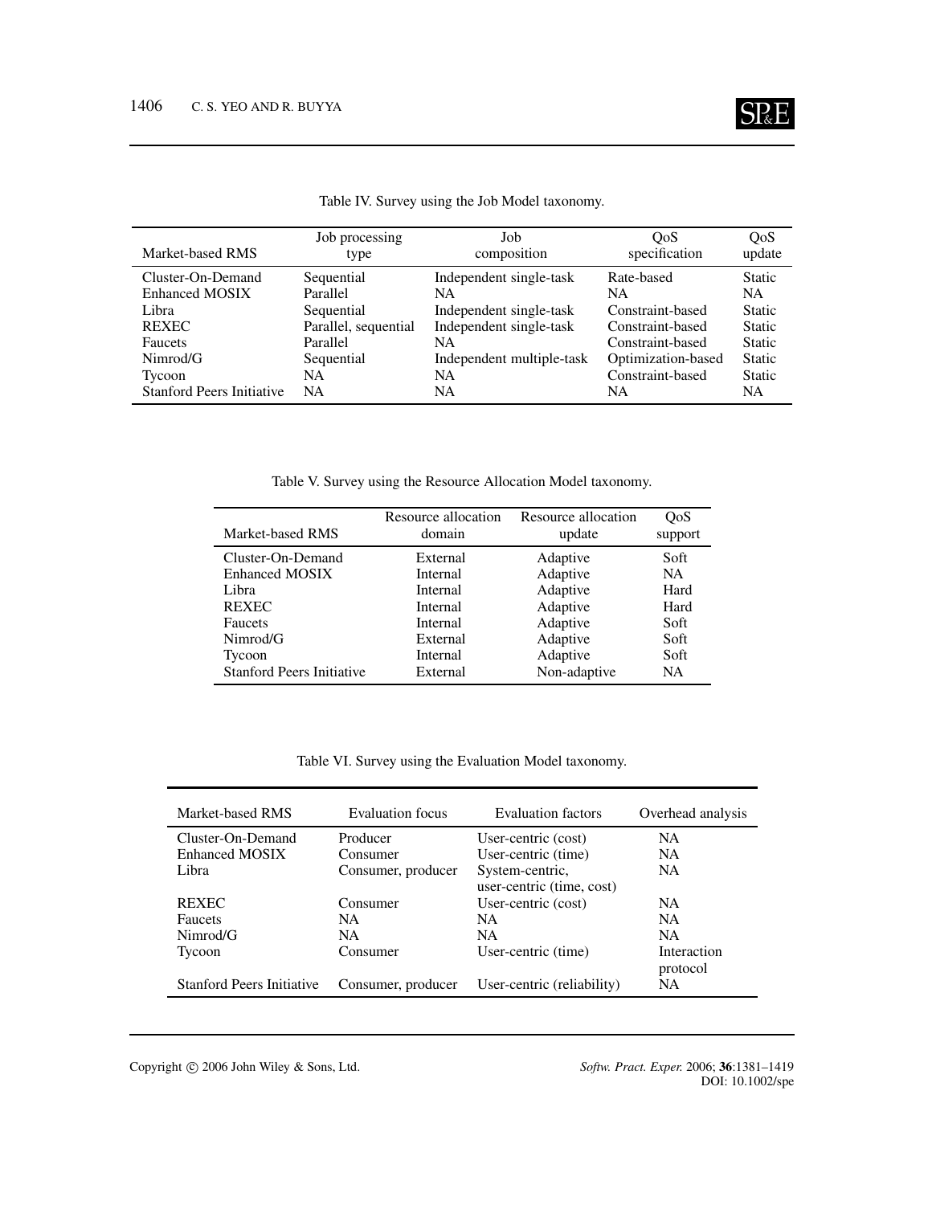Table IV. Survey using the Job Model taxonomy.

| Market-based RMS | Job processing type | Job composition | QoS specification | QoS update |
|---|---|---|---|---|
| Cluster-On-Demand | Sequential | Independent single-task | Rate-based | Static |
| Enhanced MOSIX | Parallel | NA | NA | NA |
| Libra | Sequential | Independent single-task | Constraint-based | Static |
| REXEC | Parallel, sequential | Independent single-task | Constraint-based | Static |
| Faucets | Parallel | NA | Constraint-based | Static |
| Nimrod/G | Sequential | Independent multiple-task | Optimization-based | Static |
| Tycoon | NA | NA | Constraint-based | Static |
| Stanford Peers Initiative | NA | NA | NA | NA |

Table V. Survey using the Resource Allocation Model taxonomy.

| Market-based RMS | Resource allocation domain | Resource allocation update | QoS support |
|---|---|---|---|
| Cluster-On-Demand | External | Adaptive | Soft |
| Enhanced MOSIX | Internal | Adaptive | NA |
| Libra | Internal | Adaptive | Hard |
| REXEC | Internal | Adaptive | Hard |
| Faucets | Internal | Adaptive | Soft |
| Nimrod/G | External | Adaptive | Soft |
| Tycoon | Internal | Adaptive | Soft |
| Stanford Peers Initiative | External | Non-adaptive | NA |

Table VI. Survey using the Evaluation Model taxonomy.

| Market-based RMS | Evaluation focus | Evaluation factors | Overhead analysis |
|---|---|---|---|
| Cluster-On-Demand | Producer | User-centric (cost) | NA |
| Enhanced MOSIX | Consumer | User-centric (time) | NA |
| Libra | Consumer, producer | System-centric, user-centric (time, cost) | NA |
| REXEC | Consumer | User-centric (cost) | NA |
| Faucets | NA | NA | NA |
| Nimrod/G | NA | NA | NA |
| Tycoon | Consumer | User-centric (time) | Interaction protocol |
| Stanford Peers Initiative | Consumer, producer | User-centric (reliability) | NA |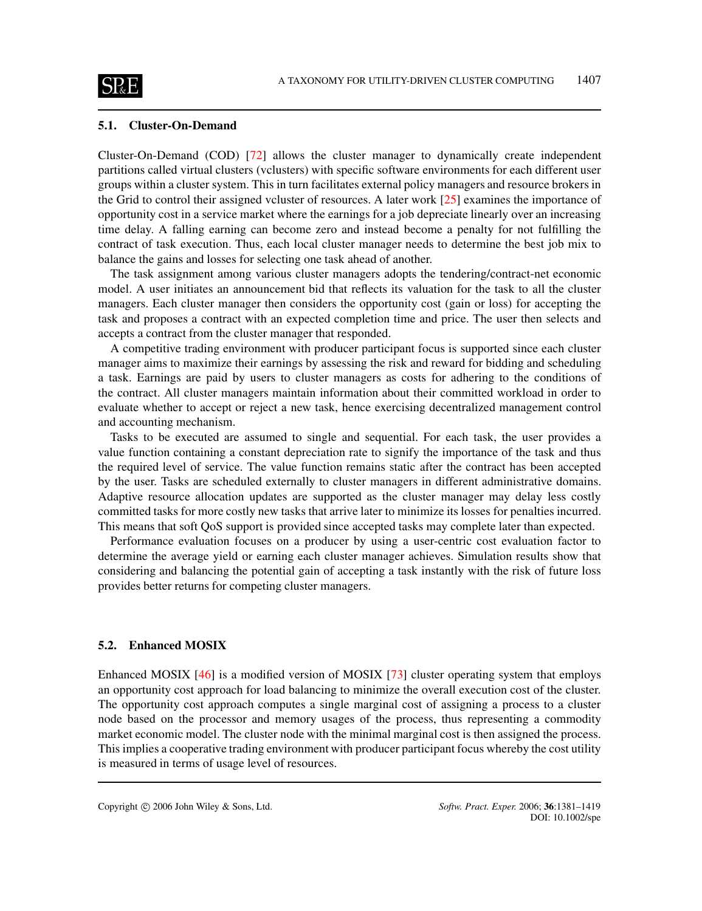### 5.1. Cluster-On-Demand

Cluster-On-Demand (COD) [72] allows the cluster manager to dynamically create independent partitions called virtual clusters (vclusters) with specific software environments for each different user groups within a cluster system. This in turn facilitates external policy managers and resource brokers in the Grid to control their assigned vcluster of resources. A later work [25] examines the importance of opportunity cost in a service market where the earnings for a job depreciate linearly over an increasing time delay. A falling earning can become zero and instead become a penalty for not fulfilling the contract of task execution. Thus, each local cluster manager needs to determine the best job mix to balance the gains and losses for selecting one task ahead of another.

The task assignment among various cluster managers adopts the tendering/contract-net economic model. A user initiates an announcement bid that reflects its valuation for the task to all the cluster managers. Each cluster manager then considers the opportunity cost (gain or loss) for accepting the task and proposes a contract with an expected completion time and price. The user then selects and accepts a contract from the cluster manager that responded.

A competitive trading environment with producer participant focus is supported since each cluster manager aims to maximize their earnings by assessing the risk and reward for bidding and scheduling a task. Earnings are paid by users to cluster managers as costs for adhering to the conditions of the contract. All cluster managers maintain information about their committed workload in order to evaluate whether to accept or reject a new task, hence exercising decentralized management control and accounting mechanism.

Tasks to be executed are assumed to single and sequential. For each task, the user provides a value function containing a constant depreciation rate to signify the importance of the task and thus the required level of service. The value function remains static after the contract has been accepted by the user. Tasks are scheduled externally to cluster managers in different administrative domains. Adaptive resource allocation updates are supported as the cluster manager may delay less costly committed tasks for more costly new tasks that arrive later to minimize its losses for penalties incurred. This means that soft QoS support is provided since accepted tasks may complete later than expected.

Performance evaluation focuses on a producer by using a user-centric cost evaluation factor to determine the average yield or earning each cluster manager achieves. Simulation results show that considering and balancing the potential gain of accepting a task instantly with the risk of future loss provides better returns for competing cluster managers.

### 5.2. Enhanced MOSIX

Enhanced MOSIX [46] is a modified version of MOSIX [73] cluster operating system that employs an opportunity cost approach for load balancing to minimize the overall execution cost of the cluster. The opportunity cost approach computes a single marginal cost of assigning a process to a cluster node based on the processor and memory usages of the process, thus representing a commodity market economic model. The cluster node with the minimal marginal cost is then assigned the process. This implies a cooperative trading environment with producer participant focus whereby the cost utility is measured in terms of usage level of resources.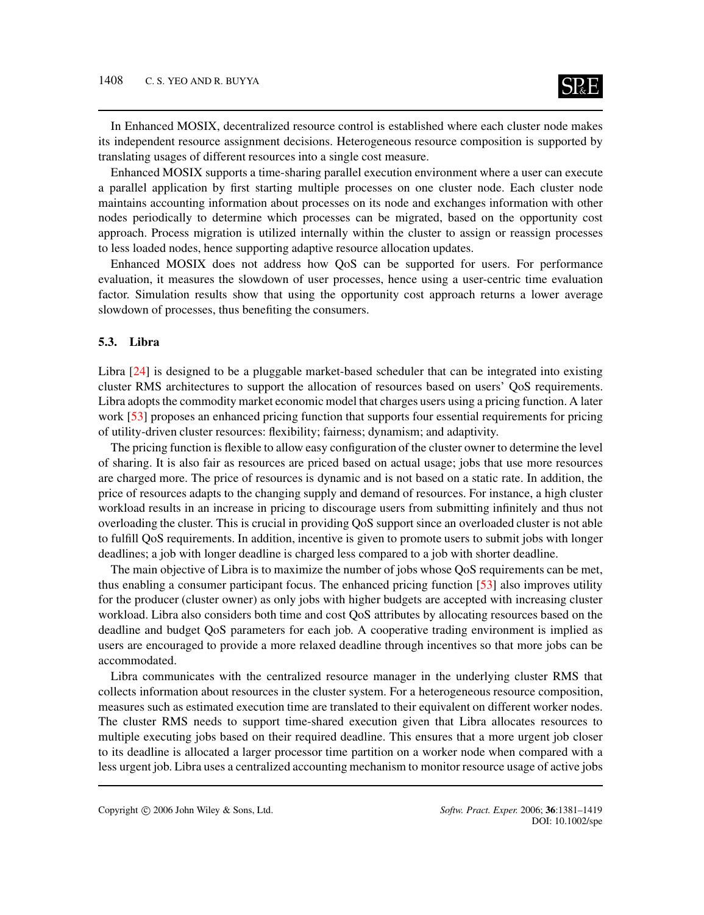In Enhanced MOSIX, decentralized resource control is established where each cluster node makes its independent resource assignment decisions. Heterogeneous resource composition is supported by translating usages of different resources into a single cost measure.

Enhanced MOSIX supports a time-sharing parallel execution environment where a user can execute a parallel application by first starting multiple processes on one cluster node. Each cluster node maintains accounting information about processes on its node and exchanges information with other nodes periodically to determine which processes can be migrated, based on the opportunity cost approach. Process migration is utilized internally within the cluster to assign or reassign processes to less loaded nodes, hence supporting adaptive resource allocation updates.

Enhanced MOSIX does not address how QoS can be supported for users. For performance evaluation, it measures the slowdown of user processes, hence using a user-centric time evaluation factor. Simulation results show that using the opportunity cost approach returns a lower average slowdown of processes, thus benefiting the consumers.

### 5.3. Libra

Libra [24] is designed to be a pluggable market-based scheduler that can be integrated into existing cluster RMS architectures to support the allocation of resources based on users' QoS requirements. Libra adopts the commodity market economic model that charges users using a pricing function. A later work [53] proposes an enhanced pricing function that supports four essential requirements for pricing of utility-driven cluster resources: flexibility; fairness; dynamism; and adaptivity.

The pricing function is flexible to allow easy configuration of the cluster owner to determine the level of sharing. It is also fair as resources are priced based on actual usage; jobs that use more resources are charged more. The price of resources is dynamic and is not based on a static rate. In addition, the price of resources adapts to the changing supply and demand of resources. For instance, a high cluster workload results in an increase in pricing to discourage users from submitting infinitely and thus not overloading the cluster. This is crucial in providing QoS support since an overloaded cluster is not able to fulfill QoS requirements. In addition, incentive is given to promote users to submit jobs with longer deadlines; a job with longer deadline is charged less compared to a job with shorter deadline.

The main objective of Libra is to maximize the number of jobs whose QoS requirements can be met, thus enabling a consumer participant focus. The enhanced pricing function [53] also improves utility for the producer (cluster owner) as only jobs with higher budgets are accepted with increasing cluster workload. Libra also considers both time and cost QoS attributes by allocating resources based on the deadline and budget QoS parameters for each job. A cooperative trading environment is implied as users are encouraged to provide a more relaxed deadline through incentives so that more jobs can be accommodated.

Libra communicates with the centralized resource manager in the underlying cluster RMS that collects information about resources in the cluster system. For a heterogeneous resource composition, measures such as estimated execution time are translated to their equivalent on different worker nodes. The cluster RMS needs to support time-shared execution given that Libra allocates resources to multiple executing jobs based on their required deadline. This ensures that a more urgent job closer to its deadline is allocated a larger processor time partition on a worker node when compared with a less urgent job. Libra uses a centralized accounting mechanism to monitor resource usage of active jobs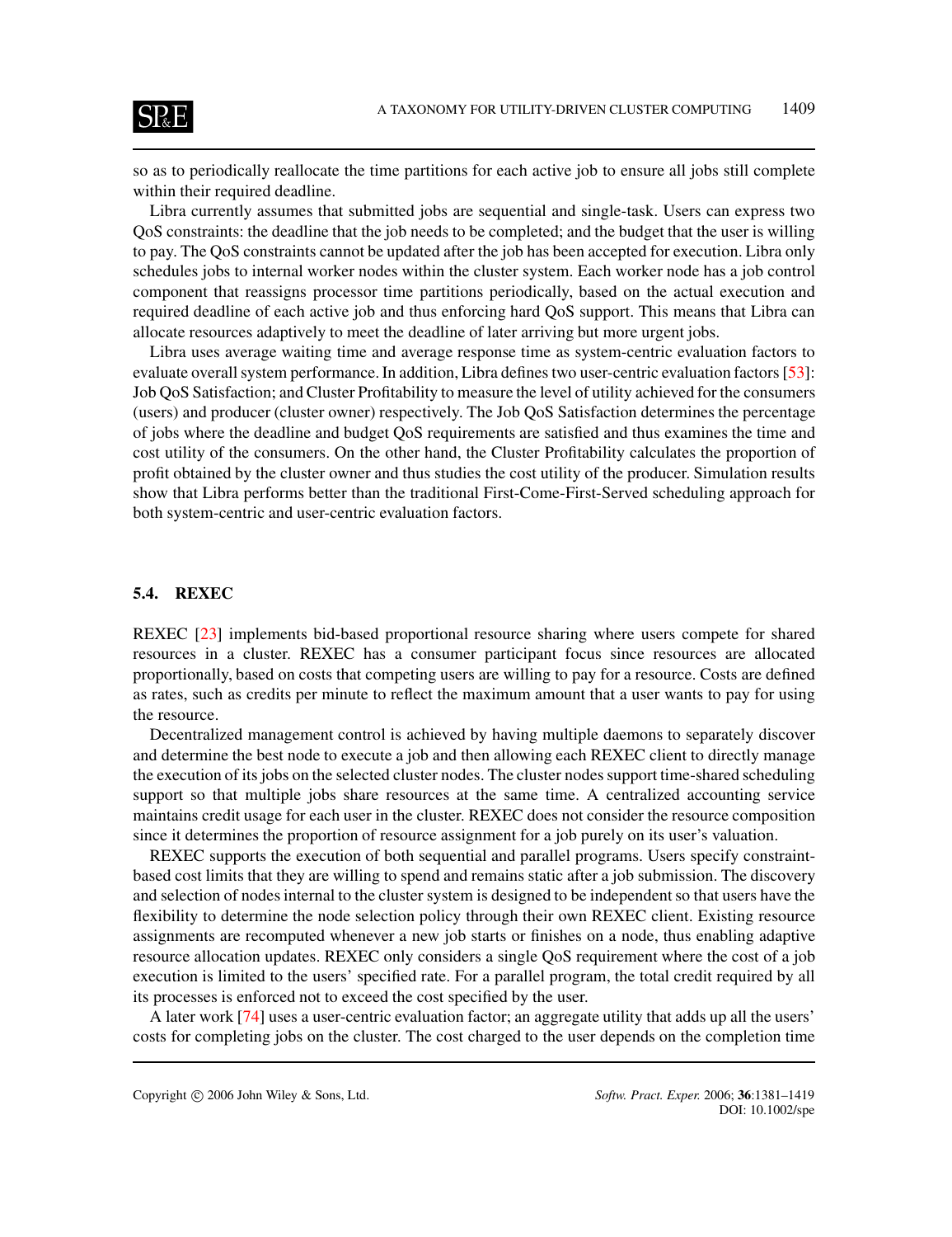so as to periodically reallocate the time partitions for each active job to ensure all jobs still complete within their required deadline.

Libra currently assumes that submitted jobs are sequential and single-task. Users can express two QoS constraints: the deadline that the job needs to be completed; and the budget that the user is willing to pay. The QoS constraints cannot be updated after the job has been accepted for execution. Libra only schedules jobs to internal worker nodes within the cluster system. Each worker node has a job control component that reassigns processor time partitions periodically, based on the actual execution and required deadline of each active job and thus enforcing hard QoS support. This means that Libra can allocate resources adaptively to meet the deadline of later arriving but more urgent jobs.

Libra uses average waiting time and average response time as system-centric evaluation factors to evaluate overall system performance. In addition, Libra defines two user-centric evaluation factors [53]: Job QoS Satisfaction; and Cluster Profitability to measure the level of utility achieved for the consumers (users) and producer (cluster owner) respectively. The Job QoS Satisfaction determines the percentage of jobs where the deadline and budget QoS requirements are satisfied and thus examines the time and cost utility of the consumers. On the other hand, the Cluster Profitability calculates the proportion of profit obtained by the cluster owner and thus studies the cost utility of the producer. Simulation results show that Libra performs better than the traditional First-Come-First-Served scheduling approach for both system-centric and user-centric evaluation factors.

### 5.4. REXEC

REXEC [23] implements bid-based proportional resource sharing where users compete for shared resources in a cluster. REXEC has a consumer participant focus since resources are allocated proportionally, based on costs that competing users are willing to pay for a resource. Costs are defined as rates, such as credits per minute to reflect the maximum amount that a user wants to pay for using the resource.

Decentralized management control is achieved by having multiple daemons to separately discover and determine the best node to execute a job and then allowing each REXEC client to directly manage the execution of its jobs on the selected cluster nodes. The cluster nodes support time-shared scheduling support so that multiple jobs share resources at the same time. A centralized accounting service maintains credit usage for each user in the cluster. REXEC does not consider the resource composition since it determines the proportion of resource assignment for a job purely on its user's valuation.

REXEC supports the execution of both sequential and parallel programs. Users specify constraint-based cost limits that they are willing to spend and remains static after a job submission. The discovery and selection of nodes internal to the cluster system is designed to be independent so that users have the flexibility to determine the node selection policy through their own REXEC client. Existing resource assignments are recomputed whenever a new job starts or finishes on a node, thus enabling adaptive resource allocation updates. REXEC only considers a single QoS requirement where the cost of a job execution is limited to the users' specified rate. For a parallel program, the total credit required by all its processes is enforced not to exceed the cost specified by the user.

A later work [74] uses a user-centric evaluation factor; an aggregate utility that adds up all the users' costs for completing jobs on the cluster. The cost charged to the user depends on the completion time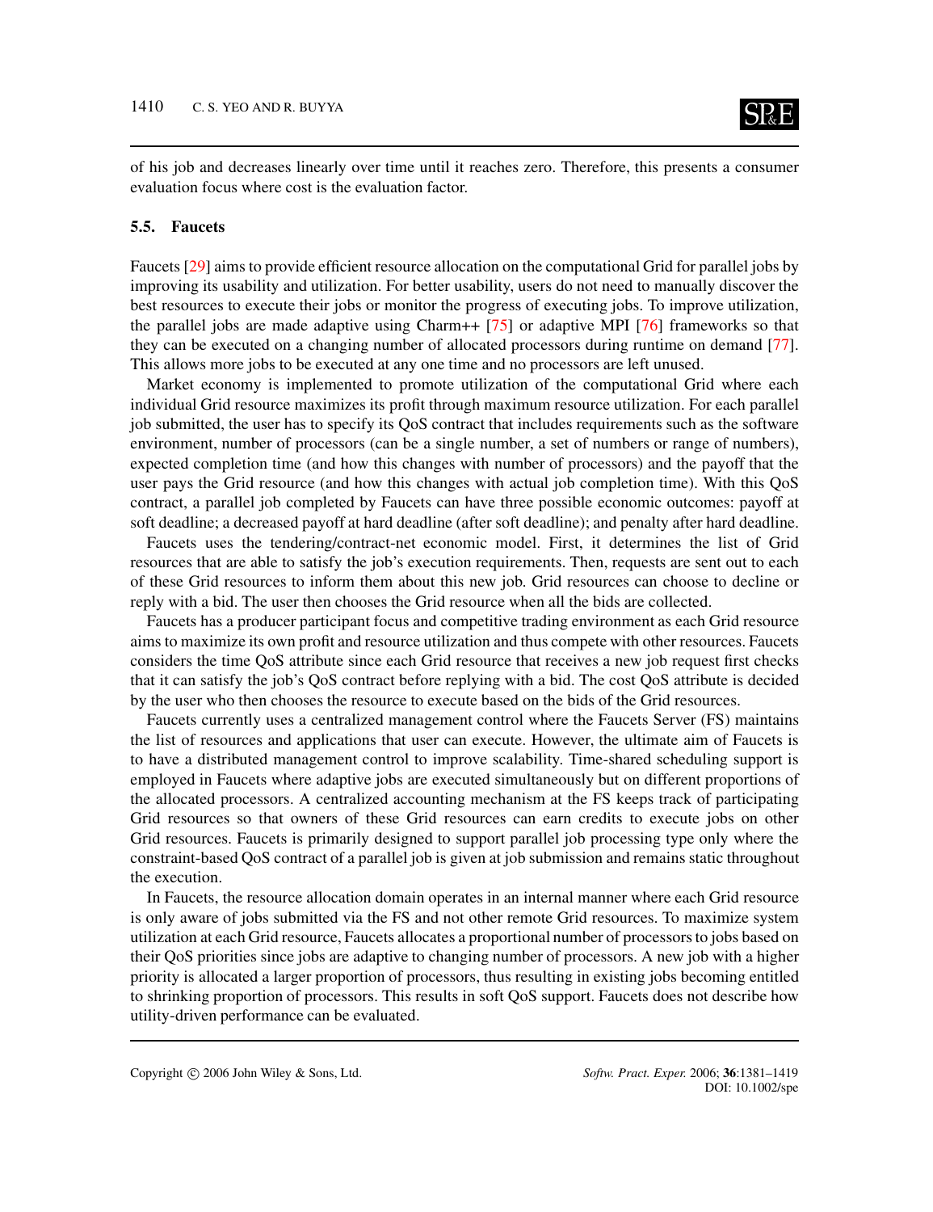of his job and decreases linearly over time until it reaches zero. Therefore, this presents a consumer evaluation focus where cost is the evaluation factor.

### 5.5. Faucets

Faucets [29] aims to provide efficient resource allocation on the computational Grid for parallel jobs by improving its usability and utilization. For better usability, users do not need to manually discover the best resources to execute their jobs or monitor the progress of executing jobs. To improve utilization, the parallel jobs are made adaptive using Charm++ [75] or adaptive MPI [76] frameworks so that they can be executed on a changing number of allocated processors during runtime on demand [77]. This allows more jobs to be executed at any one time and no processors are left unused.

Market economy is implemented to promote utilization of the computational Grid where each individual Grid resource maximizes its profit through maximum resource utilization. For each parallel job submitted, the user has to specify its QoS contract that includes requirements such as the software environment, number of processors (can be a single number, a set of numbers or range of numbers), expected completion time (and how this changes with number of processors) and the payoff that the user pays the Grid resource (and how this changes with actual job completion time). With this QoS contract, a parallel job completed by Faucets can have three possible economic outcomes: payoff at soft deadline; a decreased payoff at hard deadline (after soft deadline); and penalty after hard deadline.

Faucets uses the tendering/contract-net economic model. First, it determines the list of Grid resources that are able to satisfy the job's execution requirements. Then, requests are sent out to each of these Grid resources to inform them about this new job. Grid resources can choose to decline or reply with a bid. The user then chooses the Grid resource when all the bids are collected.

Faucets has a producer participant focus and competitive trading environment as each Grid resource aims to maximize its own profit and resource utilization and thus compete with other resources. Faucets considers the time QoS attribute since each Grid resource that receives a new job request first checks that it can satisfy the job's QoS contract before replying with a bid. The cost QoS attribute is decided by the user who then chooses the resource to execute based on the bids of the Grid resources.

Faucets currently uses a centralized management control where the Faucets Server (FS) maintains the list of resources and applications that user can execute. However, the ultimate aim of Faucets is to have a distributed management control to improve scalability. Time-shared scheduling support is employed in Faucets where adaptive jobs are executed simultaneously but on different proportions of the allocated processors. A centralized accounting mechanism at the FS keeps track of participating Grid resources so that owners of these Grid resources can earn credits to execute jobs on other Grid resources. Faucets is primarily designed to support parallel job processing type only where the constraint-based QoS contract of a parallel job is given at job submission and remains static throughout the execution.

In Faucets, the resource allocation domain operates in an internal manner where each Grid resource is only aware of jobs submitted via the FS and not other remote Grid resources. To maximize system utilization at each Grid resource, Faucets allocates a proportional number of processors to jobs based on their QoS priorities since jobs are adaptive to changing number of processors. A new job with a higher priority is allocated a larger proportion of processors, thus resulting in existing jobs becoming entitled to shrinking proportion of processors. This results in soft QoS support. Faucets does not describe how utility-driven performance can be evaluated.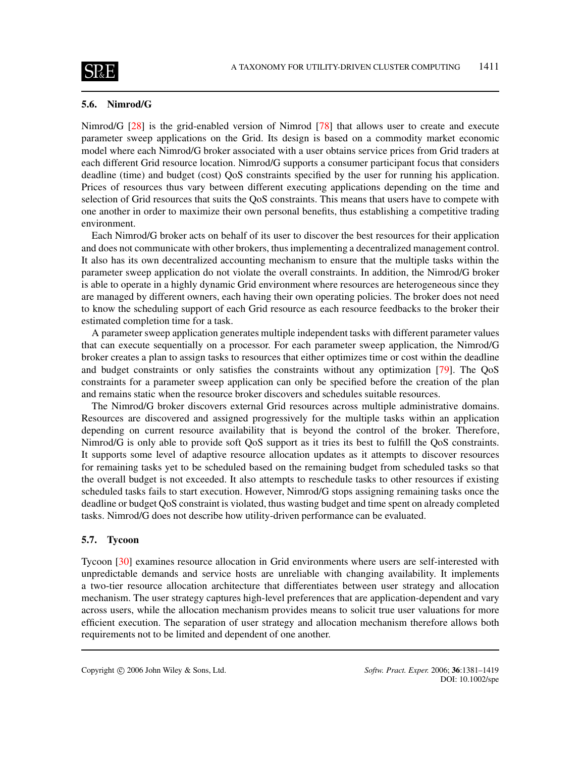### 5.6. Nimrod/G

Nimrod/G [28] is the grid-enabled version of Nimrod [78] that allows user to create and execute parameter sweep applications on the Grid. Its design is based on a commodity market economic model where each Nimrod/G broker associated with a user obtains service prices from Grid traders at each different Grid resource location. Nimrod/G supports a consumer participant focus that considers deadline (time) and budget (cost) QoS constraints specified by the user for running his application. Prices of resources thus vary between different executing applications depending on the time and selection of Grid resources that suits the QoS constraints. This means that users have to compete with one another in order to maximize their own personal benefits, thus establishing a competitive trading environment.

Each Nimrod/G broker acts on behalf of its user to discover the best resources for their application and does not communicate with other brokers, thus implementing a decentralized management control. It also has its own decentralized accounting mechanism to ensure that the multiple tasks within the parameter sweep application do not violate the overall constraints. In addition, the Nimrod/G broker is able to operate in a highly dynamic Grid environment where resources are heterogeneous since they are managed by different owners, each having their own operating policies. The broker does not need to know the scheduling support of each Grid resource as each resource feedbacks to the broker their estimated completion time for a task.

A parameter sweep application generates multiple independent tasks with different parameter values that can execute sequentially on a processor. For each parameter sweep application, the Nimrod/G broker creates a plan to assign tasks to resources that either optimizes time or cost within the deadline and budget constraints or only satisfies the constraints without any optimization [79]. The QoS constraints for a parameter sweep application can only be specified before the creation of the plan and remains static when the resource broker discovers and schedules suitable resources.

The Nimrod/G broker discovers external Grid resources across multiple administrative domains. Resources are discovered and assigned progressively for the multiple tasks within an application depending on current resource availability that is beyond the control of the broker. Therefore, Nimrod/G is only able to provide soft QoS support as it tries its best to fulfill the QoS constraints. It supports some level of adaptive resource allocation updates as it attempts to discover resources for remaining tasks yet to be scheduled based on the remaining budget from scheduled tasks so that the overall budget is not exceeded. It also attempts to reschedule tasks to other resources if existing scheduled tasks fails to start execution. However, Nimrod/G stops assigning remaining tasks once the deadline or budget QoS constraint is violated, thus wasting budget and time spent on already completed tasks. Nimrod/G does not describe how utility-driven performance can be evaluated.

### 5.7. Tycoon

Tycoon [30] examines resource allocation in Grid environments where users are self-interested with unpredictable demands and service hosts are unreliable with changing availability. It implements a two-tier resource allocation architecture that differentiates between user strategy and allocation mechanism. The user strategy captures high-level preferences that are application-dependent and vary across users, while the allocation mechanism provides means to solicit true user valuations for more efficient execution. The separation of user strategy and allocation mechanism therefore allows both requirements not to be limited and dependent of one another.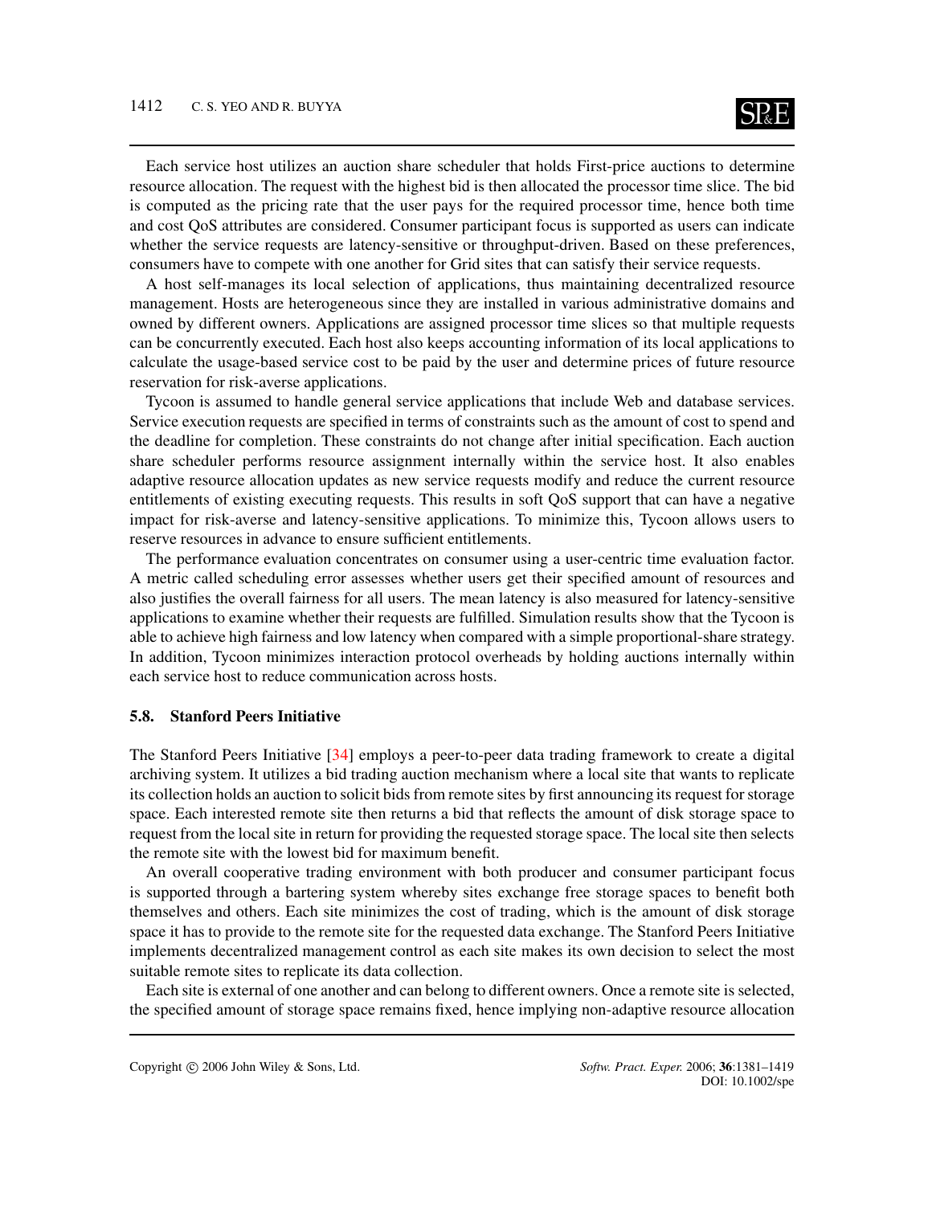Each service host utilizes an auction share scheduler that holds First-price auctions to determine resource allocation. The request with the highest bid is then allocated the processor time slice. The bid is computed as the pricing rate that the user pays for the required processor time, hence both time and cost QoS attributes are considered. Consumer participant focus is supported as users can indicate whether the service requests are latency-sensitive or throughput-driven. Based on these preferences, consumers have to compete with one another for Grid sites that can satisfy their service requests.

A host self-manages its local selection of applications, thus maintaining decentralized resource management. Hosts are heterogeneous since they are installed in various administrative domains and owned by different owners. Applications are assigned processor time slices so that multiple requests can be concurrently executed. Each host also keeps accounting information of its local applications to calculate the usage-based service cost to be paid by the user and determine prices of future resource reservation for risk-averse applications.

Tycoon is assumed to handle general service applications that include Web and database services. Service execution requests are specified in terms of constraints such as the amount of cost to spend and the deadline for completion. These constraints do not change after initial specification. Each auction share scheduler performs resource assignment internally within the service host. It also enables adaptive resource allocation updates as new service requests modify and reduce the current resource entitlements of existing executing requests. This results in soft QoS support that can have a negative impact for risk-averse and latency-sensitive applications. To minimize this, Tycoon allows users to reserve resources in advance to ensure sufficient entitlements.

The performance evaluation concentrates on consumer using a user-centric time evaluation factor. A metric called scheduling error assesses whether users get their specified amount of resources and also justifies the overall fairness for all users. The mean latency is also measured for latency-sensitive applications to examine whether their requests are fulfilled. Simulation results show that the Tycoon is able to achieve high fairness and low latency when compared with a simple proportional-share strategy. In addition, Tycoon minimizes interaction protocol overheads by holding auctions internally within each service host to reduce communication across hosts.

### 5.8. Stanford Peers Initiative

The Stanford Peers Initiative [34] employs a peer-to-peer data trading framework to create a digital archiving system. It utilizes a bid trading auction mechanism where a local site that wants to replicate its collection holds an auction to solicit bids from remote sites by first announcing its request for storage space. Each interested remote site then returns a bid that reflects the amount of disk storage space to request from the local site in return for providing the requested storage space. The local site then selects the remote site with the lowest bid for maximum benefit.

An overall cooperative trading environment with both producer and consumer participant focus is supported through a bartering system whereby sites exchange free storage spaces to benefit both themselves and others. Each site minimizes the cost of trading, which is the amount of disk storage space it has to provide to the remote site for the requested data exchange. The Stanford Peers Initiative implements decentralized management control as each site makes its own decision to select the most suitable remote sites to replicate its data collection.

Each site is external of one another and can belong to different owners. Once a remote site is selected, the specified amount of storage space remains fixed, hence implying non-adaptive resource allocation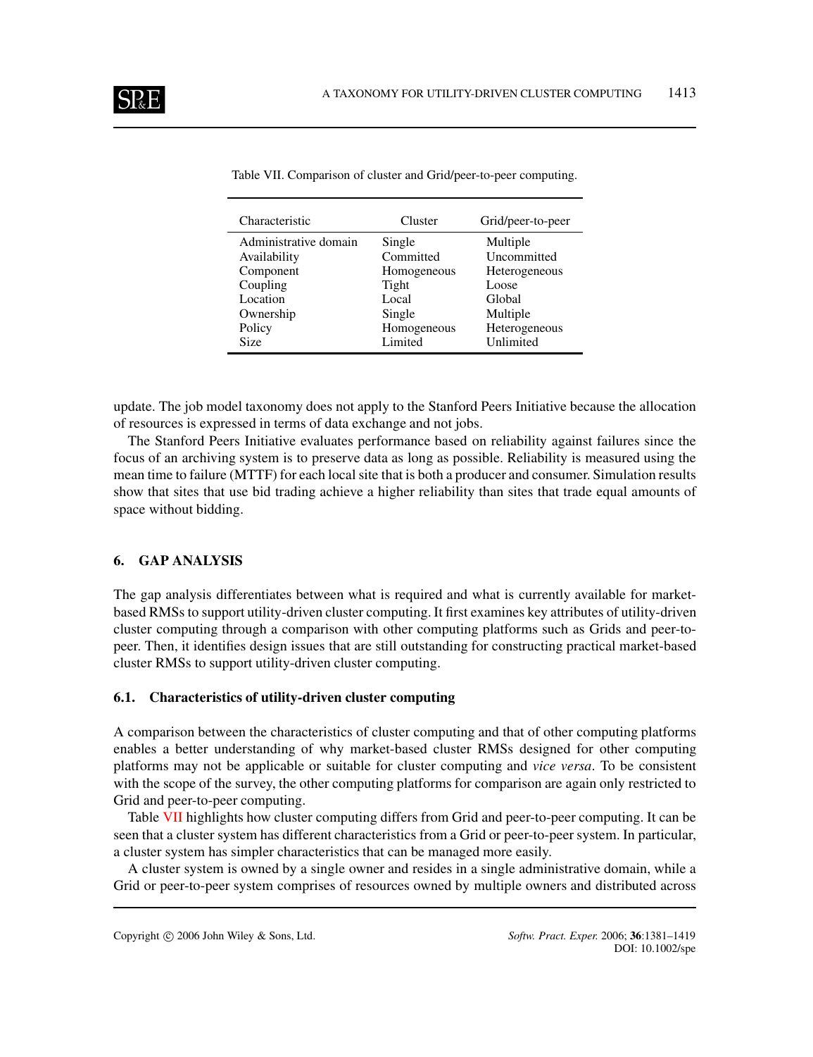Table VII. Comparison of cluster and Grid/peer-to-peer computing.

| Characteristic | Cluster | Grid/peer-to-peer |
|---|---|---|
| Administrative domain | Single | Multiple |
| Availability | Committed | Uncommitted |
| Component | Homogeneous | Heterogeneous |
| Coupling | Tight | Loose |
| Location | Local | Global |
| Ownership | Single | Multiple |
| Policy | Homogeneous | Heterogeneous |
| Size | Limited | Unlimited |

update. The job model taxonomy does not apply to the Stanford Peers Initiative because the allocation of resources is expressed in terms of data exchange and not jobs.

The Stanford Peers Initiative evaluates performance based on reliability against failures since the focus of an archiving system is to preserve data as long as possible. Reliability is measured using the mean time to failure (MTTF) for each local site that is both a producer and consumer. Simulation results show that sites that use bid trading achieve a higher reliability than sites that trade equal amounts of space without bidding.

## 6. GAP ANALYSIS

The gap analysis differentiates between what is required and what is currently available for market-based RMSs to support utility-driven cluster computing. It first examines key attributes of utility-driven cluster computing through a comparison with other computing platforms such as Grids and peer-to-peer. Then, it identifies design issues that are still outstanding for constructing practical market-based cluster RMSs to support utility-driven cluster computing.

### 6.1. Characteristics of utility-driven cluster computing

A comparison between the characteristics of cluster computing and that of other computing platforms enables a better understanding of why market-based cluster RMSs designed for other computing platforms may not be applicable or suitable for cluster computing and *vice versa*. To be consistent with the scope of the survey, the other computing platforms for comparison are again only restricted to Grid and peer-to-peer computing.

Table VII highlights how cluster computing differs from Grid and peer-to-peer computing. It can be seen that a cluster system has different characteristics from a Grid or peer-to-peer system. In particular, a cluster system has simpler characteristics that can be managed more easily.

A cluster system is owned by a single owner and resides in a single administrative domain, while a Grid or peer-to-peer system comprises of resources owned by multiple owners and distributed across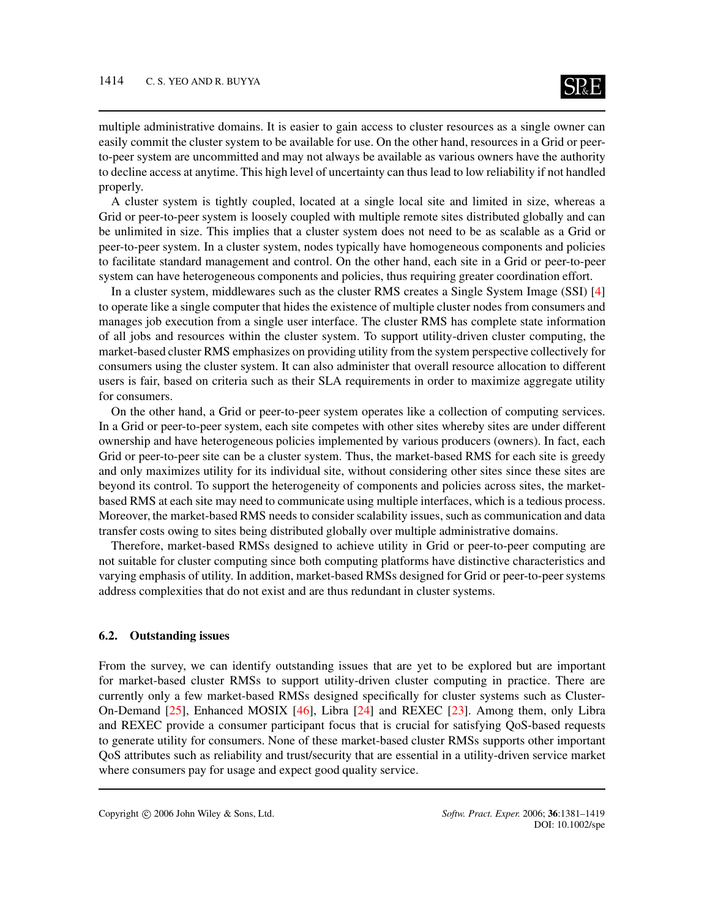multiple administrative domains. It is easier to gain access to cluster resources as a single owner can easily commit the cluster system to be available for use. On the other hand, resources in a Grid or peer-to-peer system are uncommitted and may not always be available as various owners have the authority to decline access at anytime. This high level of uncertainty can thus lead to low reliability if not handled properly.

A cluster system is tightly coupled, located at a single local site and limited in size, whereas a Grid or peer-to-peer system is loosely coupled with multiple remote sites distributed globally and can be unlimited in size. This implies that a cluster system does not need to be as scalable as a Grid or peer-to-peer system. In a cluster system, nodes typically have homogeneous components and policies to facilitate standard management and control. On the other hand, each site in a Grid or peer-to-peer system can have heterogeneous components and policies, thus requiring greater coordination effort.

In a cluster system, middlewares such as the cluster RMS creates a Single System Image (SSI) [4] to operate like a single computer that hides the existence of multiple cluster nodes from consumers and manages job execution from a single user interface. The cluster RMS has complete state information of all jobs and resources within the cluster system. To support utility-driven cluster computing, the market-based cluster RMS emphasizes on providing utility from the system perspective collectively for consumers using the cluster system. It can also administer that overall resource allocation to different users is fair, based on criteria such as their SLA requirements in order to maximize aggregate utility for consumers.

On the other hand, a Grid or peer-to-peer system operates like a collection of computing services. In a Grid or peer-to-peer system, each site competes with other sites whereby sites are under different ownership and have heterogeneous policies implemented by various producers (owners). In fact, each Grid or peer-to-peer site can be a cluster system. Thus, the market-based RMS for each site is greedy and only maximizes utility for its individual site, without considering other sites since these sites are beyond its control. To support the heterogeneity of components and policies across sites, the market-based RMS at each site may need to communicate using multiple interfaces, which is a tedious process. Moreover, the market-based RMS needs to consider scalability issues, such as communication and data transfer costs owing to sites being distributed globally over multiple administrative domains.

Therefore, market-based RMSs designed to achieve utility in Grid or peer-to-peer computing are not suitable for cluster computing since both computing platforms have distinctive characteristics and varying emphasis of utility. In addition, market-based RMSs designed for Grid or peer-to-peer systems address complexities that do not exist and are thus redundant in cluster systems.

### 6.2. Outstanding issues

From the survey, we can identify outstanding issues that are yet to be explored but are important for market-based cluster RMSs to support utility-driven cluster computing in practice. There are currently only a few market-based RMSs designed specifically for cluster systems such as Cluster-On-Demand [25], Enhanced MOSIX [46], Libra [24] and REXEC [23]. Among them, only Libra and REXEC provide a consumer participant focus that is crucial for satisfying QoS-based requests to generate utility for consumers. None of these market-based cluster RMSs supports other important QoS attributes such as reliability and trust/security that are essential in a utility-driven service market where consumers pay for usage and expect good quality service.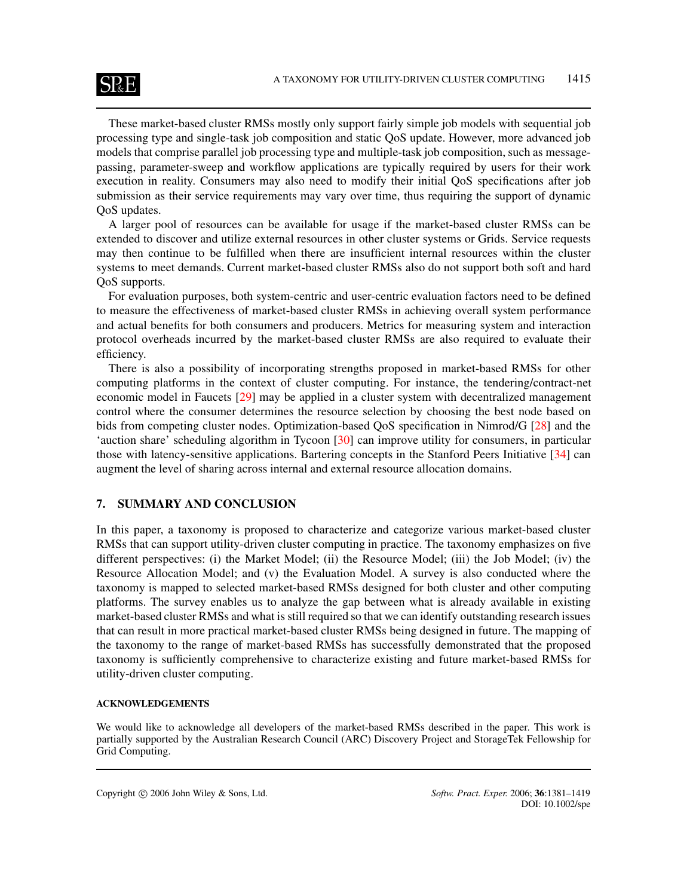These market-based cluster RMSs mostly only support fairly simple job models with sequential job processing type and single-task job composition and static QoS update. However, more advanced job models that comprise parallel job processing type and multiple-task job composition, such as message-passing, parameter-sweep and workflow applications are typically required by users for their work execution in reality. Consumers may also need to modify their initial QoS specifications after job submission as their service requirements may vary over time, thus requiring the support of dynamic QoS updates.

A larger pool of resources can be available for usage if the market-based cluster RMSs can be extended to discover and utilize external resources in other cluster systems or Grids. Service requests may then continue to be fulfilled when there are insufficient internal resources within the cluster systems to meet demands. Current market-based cluster RMSs also do not support both soft and hard QoS supports.

For evaluation purposes, both system-centric and user-centric evaluation factors need to be defined to measure the effectiveness of market-based cluster RMSs in achieving overall system performance and actual benefits for both consumers and producers. Metrics for measuring system and interaction protocol overheads incurred by the market-based cluster RMSs are also required to evaluate their efficiency.

There is also a possibility of incorporating strengths proposed in market-based RMSs for other computing platforms in the context of cluster computing. For instance, the tendering/contract-net economic model in Faucets [29] may be applied in a cluster system with decentralized management control where the consumer determines the resource selection by choosing the best node based on bids from competing cluster nodes. Optimization-based QoS specification in Nimrod/G [28] and the 'auction share' scheduling algorithm in Tycoon [30] can improve utility for consumers, in particular those with latency-sensitive applications. Bartering concepts in the Stanford Peers Initiative [34] can augment the level of sharing across internal and external resource allocation domains.

## 7. SUMMARY AND CONCLUSION

In this paper, a taxonomy is proposed to characterize and categorize various market-based cluster RMSs that can support utility-driven cluster computing in practice. The taxonomy emphasizes on five different perspectives: (i) the Market Model; (ii) the Resource Model; (iii) the Job Model; (iv) the Resource Allocation Model; and (v) the Evaluation Model. A survey is also conducted where the taxonomy is mapped to selected market-based RMSs designed for both cluster and other computing platforms. The survey enables us to analyze the gap between what is already available in existing market-based cluster RMSs and what is still required so that we can identify outstanding research issues that can result in more practical market-based cluster RMSs being designed in future. The mapping of the taxonomy to the range of market-based RMSs has successfully demonstrated that the proposed taxonomy is sufficiently comprehensive to characterize existing and future market-based RMSs for utility-driven cluster computing.

#### ACKNOWLEDGEMENTS

We would like to acknowledge all developers of the market-based RMSs described in the paper. This work is partially supported by the Australian Research Council (ARC) Discovery Project and StorageTek Fellowship for Grid Computing.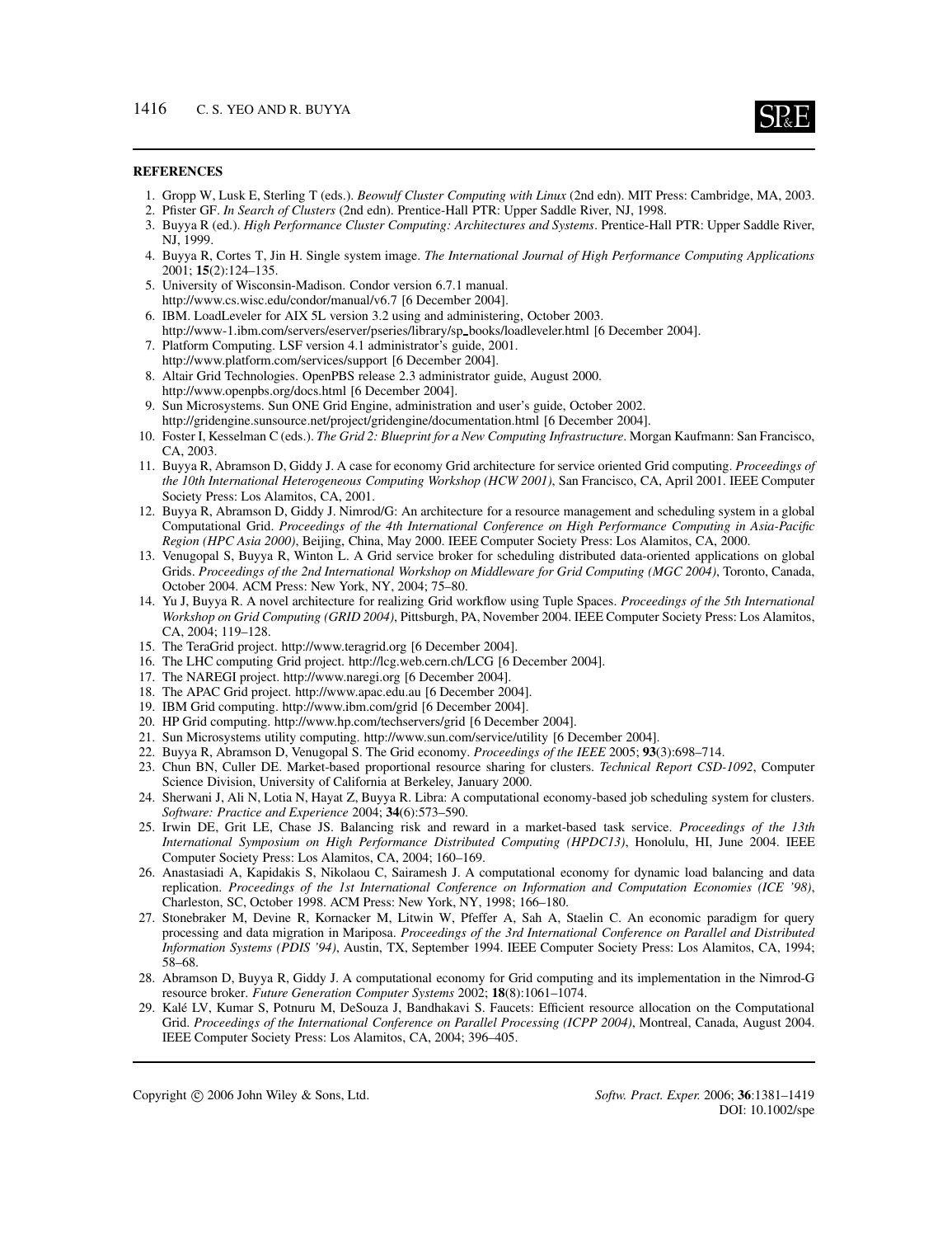## REFERENCES

1. Gropp W, Lusk E, Sterling T (eds.). *Beowulf Cluster Computing with Linux* (2nd edn). MIT Press: Cambridge, MA, 2003.
2. Pfister GF. *In Search of Clusters* (2nd edn). Prentice-Hall PTR: Upper Saddle River, NJ, 1998.
3. Buyya R (ed.). *High Performance Cluster Computing: Architectures and Systems*. Prentice-Hall PTR: Upper Saddle River, NJ, 1999.
4. Buyya R, Cortes T, Jin H. Single system image. *The International Journal of High Performance Computing Applications* 2001; **15**(2):124–135.
5. University of Wisconsin-Madison. Condor version 6.7.1 manual. http://www.cs.wisc.edu/condor/manual/v6.7 [6 December 2004].
6. IBM. LoadLeveler for AIX 5L version 3.2 using and administering, October 2003. http://www-1.ibm.com/servers/eserver/pseries/library/sp_books/loadleveler.html [6 December 2004].
7. Platform Computing. LSF version 4.1 administrator's guide, 2001. http://www.platform.com/services/support [6 December 2004].
8. Altair Grid Technologies. OpenPBS release 2.3 administrator guide, August 2000. http://www.openpbs.org/docs.html [6 December 2004].
9. Sun Microsystems. Sun ONE Grid Engine, administration and user's guide, October 2002. http://gridengine.sunsource.net/project/gridengine/documentation.html [6 December 2004].
10. Foster I, Kesselman C (eds.). *The Grid 2: Blueprint for a New Computing Infrastructure*. Morgan Kaufmann: San Francisco, CA, 2003.
11. Buyya R, Abramson D, Giddy J. A case for economy Grid architecture for service oriented Grid computing. *Proceedings of the 10th International Heterogeneous Computing Workshop (HCW 2001)*, San Francisco, CA, April 2001. IEEE Computer Society Press: Los Alamitos, CA, 2001.
12. Buyya R, Abramson D, Giddy J. Nimrod/G: An architecture for a resource management and scheduling system in a global Computational Grid. *Proceedings of the 4th International Conference on High Performance Computing in Asia-Pacific Region (HPC Asia 2000)*, Beijing, China, May 2000. IEEE Computer Society Press: Los Alamitos, CA, 2000.
13. Venugopal S, Buyya R, Winton L. A Grid service broker for scheduling distributed data-oriented applications on global Grids. *Proceedings of the 2nd International Workshop on Middleware for Grid Computing (MGC 2004)*, Toronto, Canada, October 2004. ACM Press: New York, NY, 2004; 75–80.
14. Yu J, Buyya R. A novel architecture for realizing Grid workflow using Tuple Spaces. *Proceedings of the 5th International Workshop on Grid Computing (GRID 2004)*, Pittsburgh, PA, November 2004. IEEE Computer Society Press: Los Alamitos, CA, 2004; 119–128.
15. The TeraGrid project. http://www.teragrid.org [6 December 2004].
16. The LHC computing Grid project. http://lcg.web.cern.ch/LCG [6 December 2004].
17. The NAREGI project. http://www.naregi.org [6 December 2004].
18. The APAC Grid project. http://www.apac.edu.au [6 December 2004].
19. IBM Grid computing. http://www.ibm.com/grid [6 December 2004].
20. HP Grid computing. http://www.hp.com/techservers/grid [6 December 2004].
21. Sun Microsystems utility computing. http://www.sun.com/service/utility [6 December 2004].
22. Buyya R, Abramson D, Venugopal S. The Grid economy. *Proceedings of the IEEE* 2005; **93**(3):698–714.
23. Chun BN, Culler DE. Market-based proportional resource sharing for clusters. *Technical Report CSD-1092*, Computer Science Division, University of California at Berkeley, January 2000.
24. Sherwani J, Ali N, Lotia N, Hayat Z, Buyya R. Libra: A computational economy-based job scheduling system for clusters. *Software: Practice and Experience* 2004; **34**(6):573–590.
25. Irwin DE, Grit LE, Chase JS. Balancing risk and reward in a market-based task service. *Proceedings of the 13th International Symposium on High Performance Distributed Computing (HPDC13)*, Honolulu, HI, June 2004. IEEE Computer Society Press: Los Alamitos, CA, 2004; 160–169.
26. Anastasiadi A, Kapidakis S, Nikolaou C, Sairamesh J. A computational economy for dynamic load balancing and data replication. *Proceedings of the 1st International Conference on Information and Computation Economies (ICE '98)*, Charleston, SC, October 1998. ACM Press: New York, NY, 1998; 166–180.
27. Stonebraker M, Devine R, Kornacker M, Litwin W, Pfeffer A, Sah A, Staelin C. An economic paradigm for query processing and data migration in Mariposa. *Proceedings of the 3rd International Conference on Parallel and Distributed Information Systems (PDIS '94)*, Austin, TX, September 1994. IEEE Computer Society Press: Los Alamitos, CA, 1994; 58–68.
28. Abramson D, Buyya R, Giddy J. A computational economy for Grid computing and its implementation in the Nimrod-G resource broker. *Future Generation Computer Systems* 2002; **18**(8):1061–1074.
29. Kalé LV, Kumar S, Potnuru M, DeSouza J, Bandhakavi S. Faucets: Efficient resource allocation on the Computational Grid. *Proceedings of the International Conference on Parallel Processing (ICPP 2004)*, Montreal, Canada, August 2004. IEEE Computer Society Press: Los Alamitos, CA, 2004; 396–405.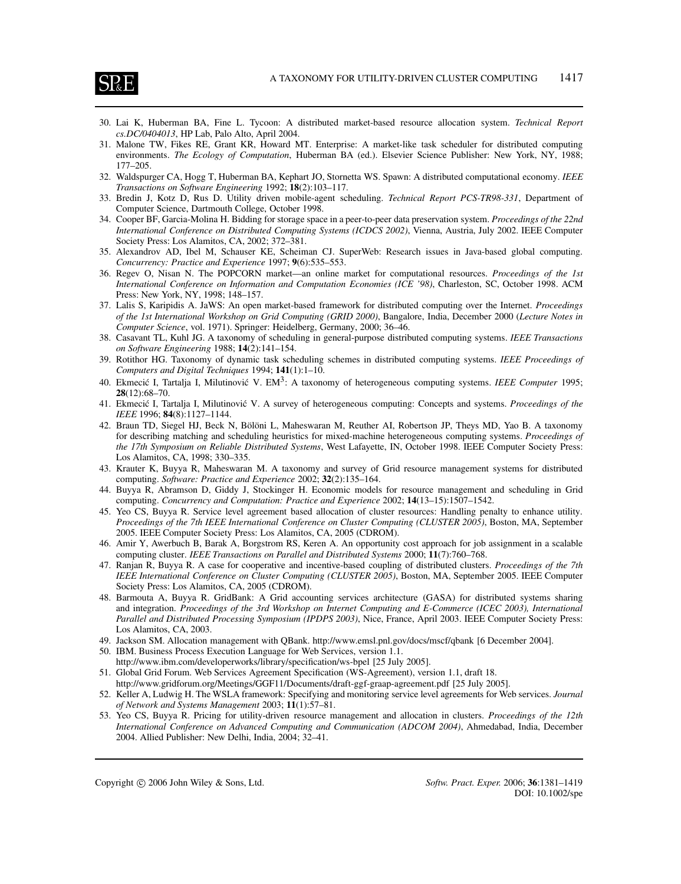30. Lai K, Huberman BA, Fine L. Tycoon: A distributed market-based resource allocation system. *Technical Report cs.DC/0404013*, HP Lab, Palo Alto, April 2004.
31. Malone TW, Fikes RE, Grant KR, Howard MT. Enterprise: A market-like task scheduler for distributed computing environments. *The Ecology of Computation*, Huberman BA (ed.). Elsevier Science Publisher: New York, NY, 1988; 177–205.
32. Waldspurger CA, Hogg T, Huberman BA, Kephart JO, Stornetta WS. Spawn: A distributed computational economy. *IEEE Transactions on Software Engineering* 1992; **18**(2):103–117.
33. Bredin J, Kotz D, Rus D. Utility driven mobile-agent scheduling. *Technical Report PCS-TR98-331*, Department of Computer Science, Dartmouth College, October 1998.
34. Cooper BF, Garcia-Molina H. Bidding for storage space in a peer-to-peer data preservation system. *Proceedings of the 22nd International Conference on Distributed Computing Systems (ICDCS 2002)*, Vienna, Austria, July 2002. IEEE Computer Society Press: Los Alamitos, CA, 2002; 372–381.
35. Alexandrov AD, Ibel M, Schauser KE, Scheiman CJ. SuperWeb: Research issues in Java-based global computing. *Concurrency: Practice and Experience* 1997; **9**(6):535–553.
36. Regev O, Nisan N. The POPCORN market—an online market for computational resources. *Proceedings of the 1st International Conference on Information and Computation Economies (ICE '98)*, Charleston, SC, October 1998. ACM Press: New York, NY, 1998; 148–157.
37. Lalis S, Karipidis A. JaWS: An open market-based framework for distributed computing over the Internet. *Proceedings of the 1st International Workshop on Grid Computing (GRID 2000)*, Bangalore, India, December 2000 (*Lecture Notes in Computer Science*, vol. 1971). Springer: Heidelberg, Germany, 2000; 36–46.
38. Casavant TL, Kuhl JG. A taxonomy of scheduling in general-purpose distributed computing systems. *IEEE Transactions on Software Engineering* 1988; **14**(2):141–154.
39. Rotithor HG. Taxonomy of dynamic task scheduling schemes in distributed computing systems. *IEEE Proceedings of Computers and Digital Techniques* 1994; **141**(1):1–10.
40. Ekmecić I, Tartalja I, Milutinović V. EM$^3$: A taxonomy of heterogeneous computing systems. *IEEE Computer* 1995; **28**(12):68–70.
41. Ekmecić I, Tartalja I, Milutinović V. A survey of heterogeneous computing: Concepts and systems. *Proceedings of the IEEE* 1996; **84**(8):1127–1144.
42. Braun TD, Siegel HJ, Beck N, Bölöni L, Maheswaran M, Reuther AI, Robertson JP, Theys MD, Yao B. A taxonomy for describing matching and scheduling heuristics for mixed-machine heterogeneous computing systems. *Proceedings of the 17th Symposium on Reliable Distributed Systems*, West Lafayette, IN, October 1998. IEEE Computer Society Press: Los Alamitos, CA, 1998; 330–335.
43. Krauter K, Buyya R, Maheswaran M. A taxonomy and survey of Grid resource management systems for distributed computing. *Software: Practice and Experience* 2002; **32**(2):135–164.
44. Buyya R, Abramson D, Giddy J, Stockinger H. Economic models for resource management and scheduling in Grid computing. *Concurrency and Computation: Practice and Experience* 2002; **14**(13–15):1507–1542.
45. Yeo CS, Buyya R. Service level agreement based allocation of cluster resources: Handling penalty to enhance utility. *Proceedings of the 7th IEEE International Conference on Cluster Computing (CLUSTER 2005)*, Boston, MA, September 2005. IEEE Computer Society Press: Los Alamitos, CA, 2005 (CDROM).
46. Amir Y, Awerbuch B, Barak A, Borgstrom RS, Keren A. An opportunity cost approach for job assignment in a scalable computing cluster. *IEEE Transactions on Parallel and Distributed Systems* 2000; **11**(7):760–768.
47. Ranjan R, Buyya R. A case for cooperative and incentive-based coupling of distributed clusters. *Proceedings of the 7th IEEE International Conference on Cluster Computing (CLUSTER 2005)*, Boston, MA, September 2005. IEEE Computer Society Press: Los Alamitos, CA, 2005 (CDROM).
48. Barmouta A, Buyya R. GridBank: A Grid accounting services architecture (GASA) for distributed systems sharing and integration. *Proceedings of the 3rd Workshop on Internet Computing and E-Commerce (ICEC 2003), International Parallel and Distributed Processing Symposium (IPDPS 2003)*, Nice, France, April 2003. IEEE Computer Society Press: Los Alamitos, CA, 2003.
49. Jackson SM. Allocation management with QBank. http://www.emsl.pnl.gov/docs/mscf/qbank [6 December 2004].
50. IBM. Business Process Execution Language for Web Services, version 1.1. http://www.ibm.com/developerworks/library/specification/ws-bpel [25 July 2005].
51. Global Grid Forum. Web Services Agreement Specification (WS-Agreement), version 1.1, draft 18. http://www.gridforum.org/Meetings/GGF11/Documents/draft-ggf-graap-agreement.pdf [25 July 2005].
52. Keller A, Ludwig H. The WSLA framework: Specifying and monitoring service level agreements for Web services. *Journal of Network and Systems Management* 2003; **11**(1):57–81.
53. Yeo CS, Buyya R. Pricing for utility-driven resource management and allocation in clusters. *Proceedings of the 12th International Conference on Advanced Computing and Communication (ADCOM 2004)*, Ahmedabad, India, December 2004. Allied Publisher: New Delhi, India, 2004; 32–41.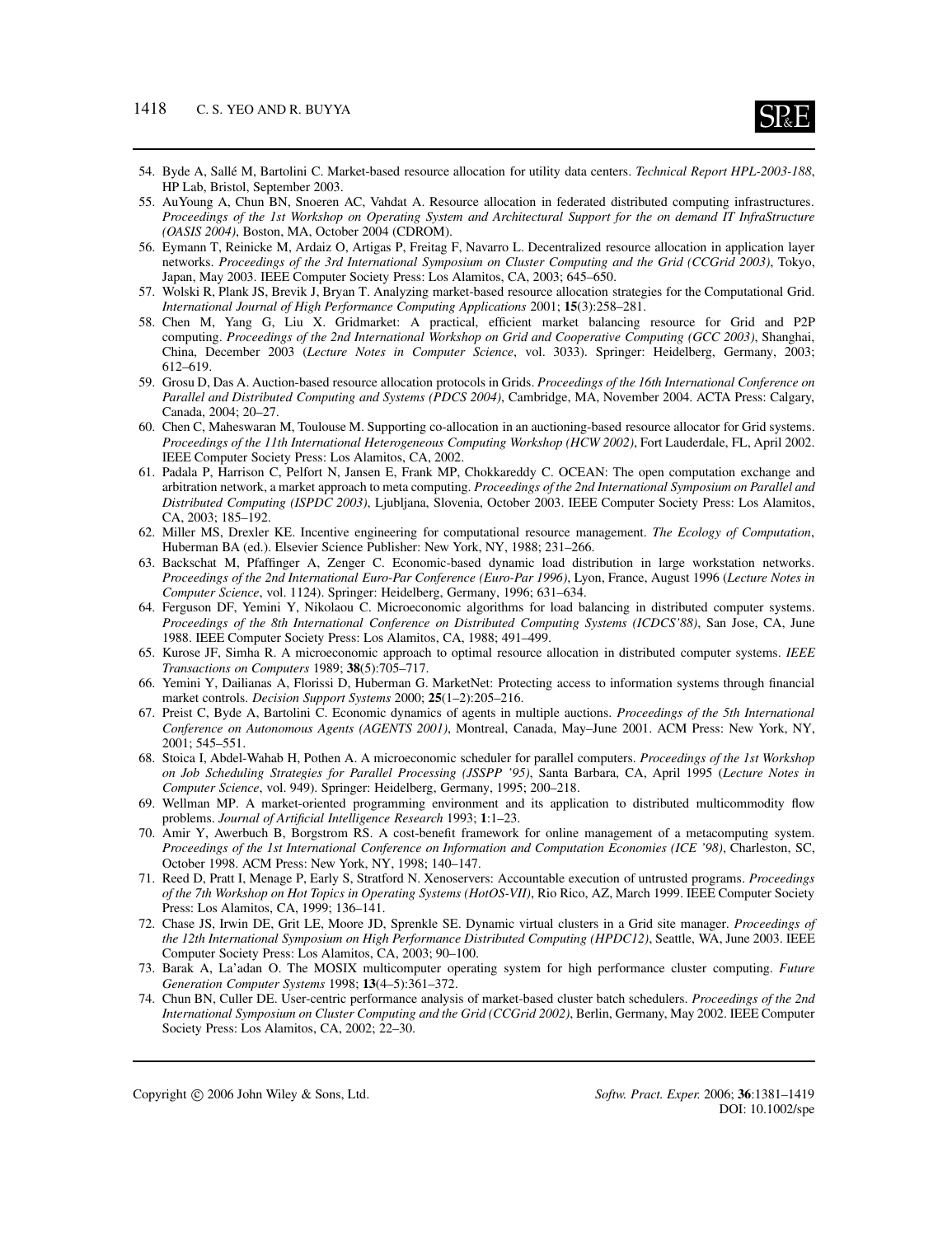54. Byde A, Sallé M, Bartolini C. Market-based resource allocation for utility data centers. *Technical Report HPL-2003-188*, HP Lab, Bristol, September 2003.
55. AuYoung A, Chun BN, Snoeren AC, Vahdat A. Resource allocation in federated distributed computing infrastructures. *Proceedings of the 1st Workshop on Operating System and Architectural Support for the on demand IT InfraStructure (OASIS 2004)*, Boston, MA, October 2004 (CDROM).
56. Eymann T, Reinicke M, Ardaiz O, Artigas P, Freitag F, Navarro L. Decentralized resource allocation in application layer networks. *Proceedings of the 3rd International Symposium on Cluster Computing and the Grid (CCGrid 2003)*, Tokyo, Japan, May 2003. IEEE Computer Society Press: Los Alamitos, CA, 2003; 645–650.
57. Wolski R, Plank JS, Brevik J, Bryan T. Analyzing market-based resource allocation strategies for the Computational Grid. *International Journal of High Performance Computing Applications* 2001; **15**(3):258–281.
58. Chen M, Yang G, Liu X. Gridmarket: A practical, efficient market balancing resource for Grid and P2P computing. *Proceedings of the 2nd International Workshop on Grid and Cooperative Computing (GCC 2003)*, Shanghai, China, December 2003 (*Lecture Notes in Computer Science*, vol. 3033). Springer: Heidelberg, Germany, 2003; 612–619.
59. Grosu D, Das A. Auction-based resource allocation protocols in Grids. *Proceedings of the 16th International Conference on Parallel and Distributed Computing and Systems (PDCS 2004)*, Cambridge, MA, November 2004. ACTA Press: Calgary, Canada, 2004; 20–27.
60. Chen C, Maheswaran M, Toulouse M. Supporting co-allocation in an auctioning-based resource allocator for Grid systems. *Proceedings of the 11th International Heterogeneous Computing Workshop (HCW 2002)*, Fort Lauderdale, FL, April 2002. IEEE Computer Society Press: Los Alamitos, CA, 2002.
61. Padala P, Harrison C, Pelfort N, Jansen E, Frank MP, Chokkareddy C. OCEAN: The open computation exchange and arbitration network, a market approach to meta computing. *Proceedings of the 2nd International Symposium on Parallel and Distributed Computing (ISPDC 2003)*, Ljubljana, Slovenia, October 2003. IEEE Computer Society Press: Los Alamitos, CA, 2003; 185–192.
62. Miller MS, Drexler KE. Incentive engineering for computational resource management. *The Ecology of Computation*, Huberman BA (ed.). Elsevier Science Publisher: New York, NY, 1988; 231–266.
63. Backschat M, Pfaffinger A, Zenger C. Economic-based dynamic load distribution in large workstation networks. *Proceedings of the 2nd International Euro-Par Conference (Euro-Par 1996)*, Lyon, France, August 1996 (*Lecture Notes in Computer Science*, vol. 1124). Springer: Heidelberg, Germany, 1996; 631–634.
64. Ferguson DF, Yemini Y, Nikolaou C. Microeconomic algorithms for load balancing in distributed computer systems. *Proceedings of the 8th International Conference on Distributed Computing Systems (ICDCS'88)*, San Jose, CA, June 1988. IEEE Computer Society Press: Los Alamitos, CA, 1988; 491–499.
65. Kurose JF, Simha R. A microeconomic approach to optimal resource allocation in distributed computer systems. *IEEE Transactions on Computers* 1989; **38**(5):705–717.
66. Yemini Y, Dailianas A, Florissi D, Huberman G. MarketNet: Protecting access to information systems through financial market controls. *Decision Support Systems* 2000; **25**(1–2):205–216.
67. Preist C, Byde A, Bartolini C. Economic dynamics of agents in multiple auctions. *Proceedings of the 5th International Conference on Autonomous Agents (AGENTS 2001)*, Montreal, Canada, May–June 2001. ACM Press: New York, NY, 2001; 545–551.
68. Stoica I, Abdel-Wahab H, Pothen A. A microeconomic scheduler for parallel computers. *Proceedings of the 1st Workshop on Job Scheduling Strategies for Parallel Processing (JSSPP '95)*, Santa Barbara, CA, April 1995 (*Lecture Notes in Computer Science*, vol. 949). Springer: Heidelberg, Germany, 1995; 200–218.
69. Wellman MP. A market-oriented programming environment and its application to distributed multicommodity flow problems. *Journal of Artificial Intelligence Research* 1993; **1**:1–23.
70. Amir Y, Awerbuch B, Borgstrom RS. A cost-benefit framework for online management of a metacomputing system. *Proceedings of the 1st International Conference on Information and Computation Economies (ICE '98)*, Charleston, SC, October 1998. ACM Press: New York, NY, 1998; 140–147.
71. Reed D, Pratt I, Menage P, Early S, Stratford N. Xenoservers: Accountable execution of untrusted programs. *Proceedings of the 7th Workshop on Hot Topics in Operating Systems (HotOS-VII)*, Rio Rico, AZ, March 1999. IEEE Computer Society Press: Los Alamitos, CA, 1999; 136–141.
72. Chase JS, Irwin DE, Grit LE, Moore JD, Sprenkle SE. Dynamic virtual clusters in a Grid site manager. *Proceedings of the 12th International Symposium on High Performance Distributed Computing (HPDC12)*, Seattle, WA, June 2003. IEEE Computer Society Press: Los Alamitos, CA, 2003; 90–100.
73. Barak A, La'adan O. The MOSIX multicomputer operating system for high performance cluster computing. *Future Generation Computer Systems* 1998; **13**(4–5):361–372.
74. Chun BN, Culler DE. User-centric performance analysis of market-based cluster batch schedulers. *Proceedings of the 2nd International Symposium on Cluster Computing and the Grid (CCGrid 2002)*, Berlin, Germany, May 2002. IEEE Computer Society Press: Los Alamitos, CA, 2002; 22–30.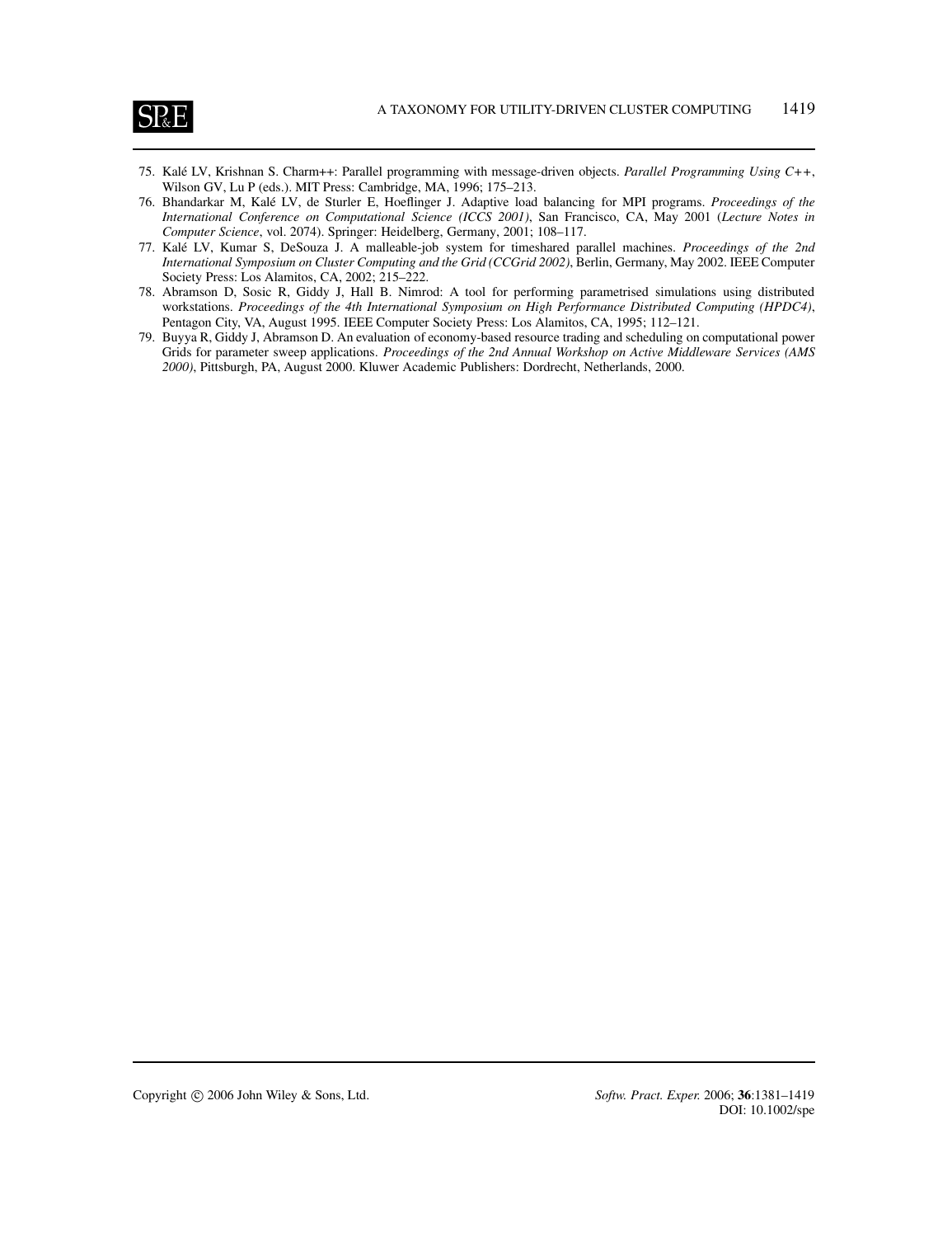75. Kalé LV, Krishnan S. Charm++: Parallel programming with message-driven objects. *Parallel Programming Using C++*, Wilson GV, Lu P (eds.). MIT Press: Cambridge, MA, 1996; 175–213.
76. Bhandarkar M, Kalé LV, de Sturler E, Hoeflinger J. Adaptive load balancing for MPI programs. *Proceedings of the International Conference on Computational Science (ICCS 2001)*, San Francisco, CA, May 2001 (*Lecture Notes in Computer Science*, vol. 2074). Springer: Heidelberg, Germany, 2001; 108–117.
77. Kalé LV, Kumar S, DeSouza J. A malleable-job system for timeshared parallel machines. *Proceedings of the 2nd International Symposium on Cluster Computing and the Grid (CCGrid 2002)*, Berlin, Germany, May 2002. IEEE Computer Society Press: Los Alamitos, CA, 2002; 215–222.
78. Abramson D, Sosic R, Giddy J, Hall B. Nimrod: A tool for performing parametrised simulations using distributed workstations. *Proceedings of the 4th International Symposium on High Performance Distributed Computing (HPDC4)*, Pentagon City, VA, August 1995. IEEE Computer Society Press: Los Alamitos, CA, 1995; 112–121.
79. Buyya R, Giddy J, Abramson D. An evaluation of economy-based resource trading and scheduling on computational power Grids for parameter sweep applications. *Proceedings of the 2nd Annual Workshop on Active Middleware Services (AMS 2000)*, Pittsburgh, PA, August 2000. Kluwer Academic Publishers: Dordrecht, Netherlands, 2000.